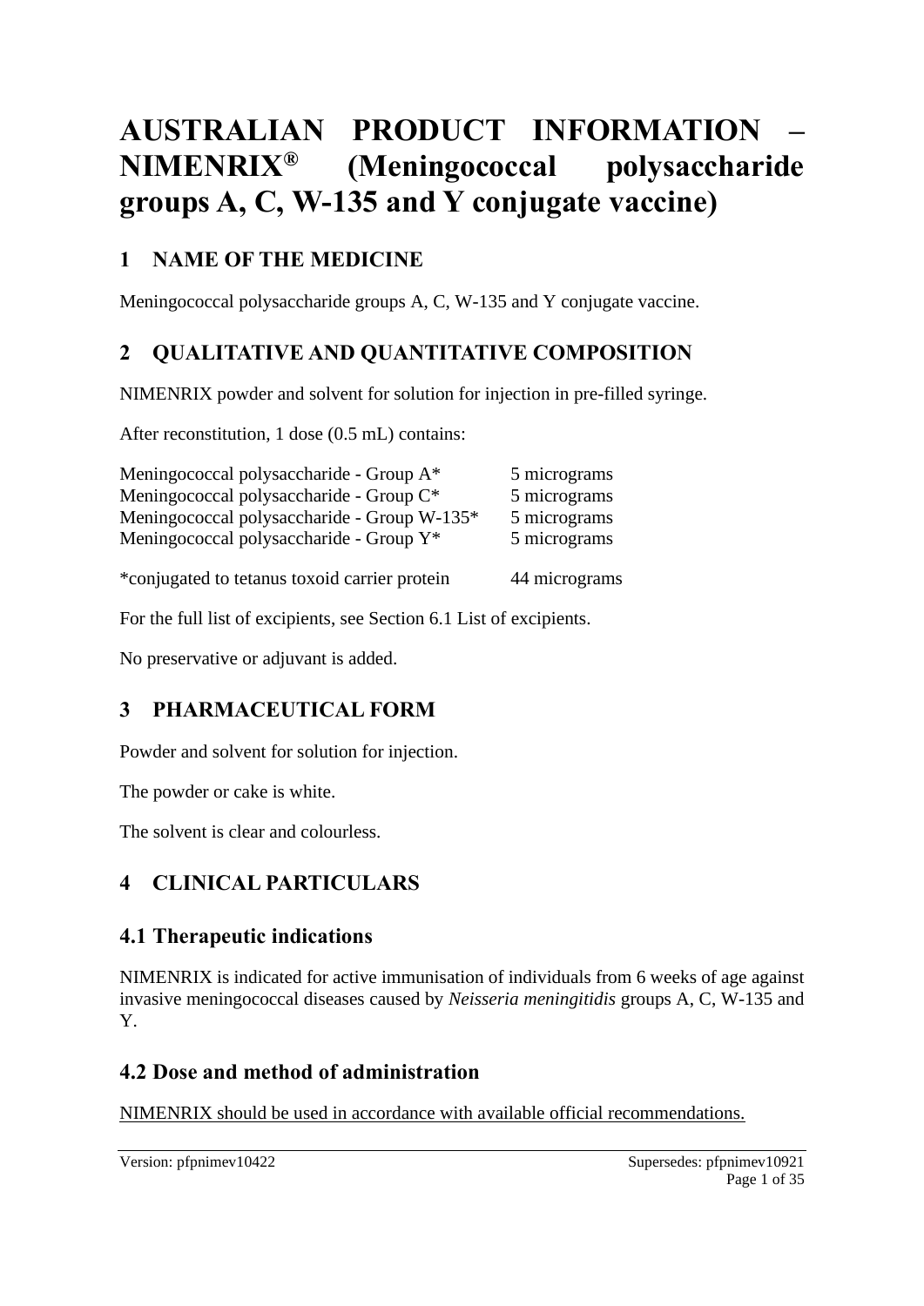# AUSTRALIAN PRODUCT INFORMATION – NIMENRIX® (Meningococcal polysaccharide groups A, C, W-135 and Y conjugate vaccine)

## 1 NAME OF THE MEDICINE

Meningococcal polysaccharide groups A, C, W-135 and Y conjugate vaccine.

## 2 QUALITATIVE AND QUANTITATIVE COMPOSITION

NIMENRIX powder and solvent for solution for injection in pre-filled syringe.

After reconstitution, 1 dose (0.5 mL) contains:

| | |
|---|---|
| Meningococcal polysaccharide - Group A* | 5 micrograms |
| Meningococcal polysaccharide - Group C* | 5 micrograms |
| Meningococcal polysaccharide - Group W-135* | 5 micrograms |
| Meningococcal polysaccharide - Group Y* | 5 micrograms |
| *conjugated to tetanus toxoid carrier protein | 44 micrograms |

For the full list of excipients, see Section 6.1 List of excipients.

No preservative or adjuvant is added.

## 3 PHARMACEUTICAL FORM

Powder and solvent for solution for injection.

The powder or cake is white.

The solvent is clear and colourless.

## 4 CLINICAL PARTICULARS

### 4.1 Therapeutic indications

NIMENRIX is indicated for active immunisation of individuals from 6 weeks of age against invasive meningococcal diseases caused by *Neisseria meningitidis* groups A, C, W-135 and Y.

### 4.2 Dose and method of administration

NIMENRIX should be used in accordance with available official recommendations.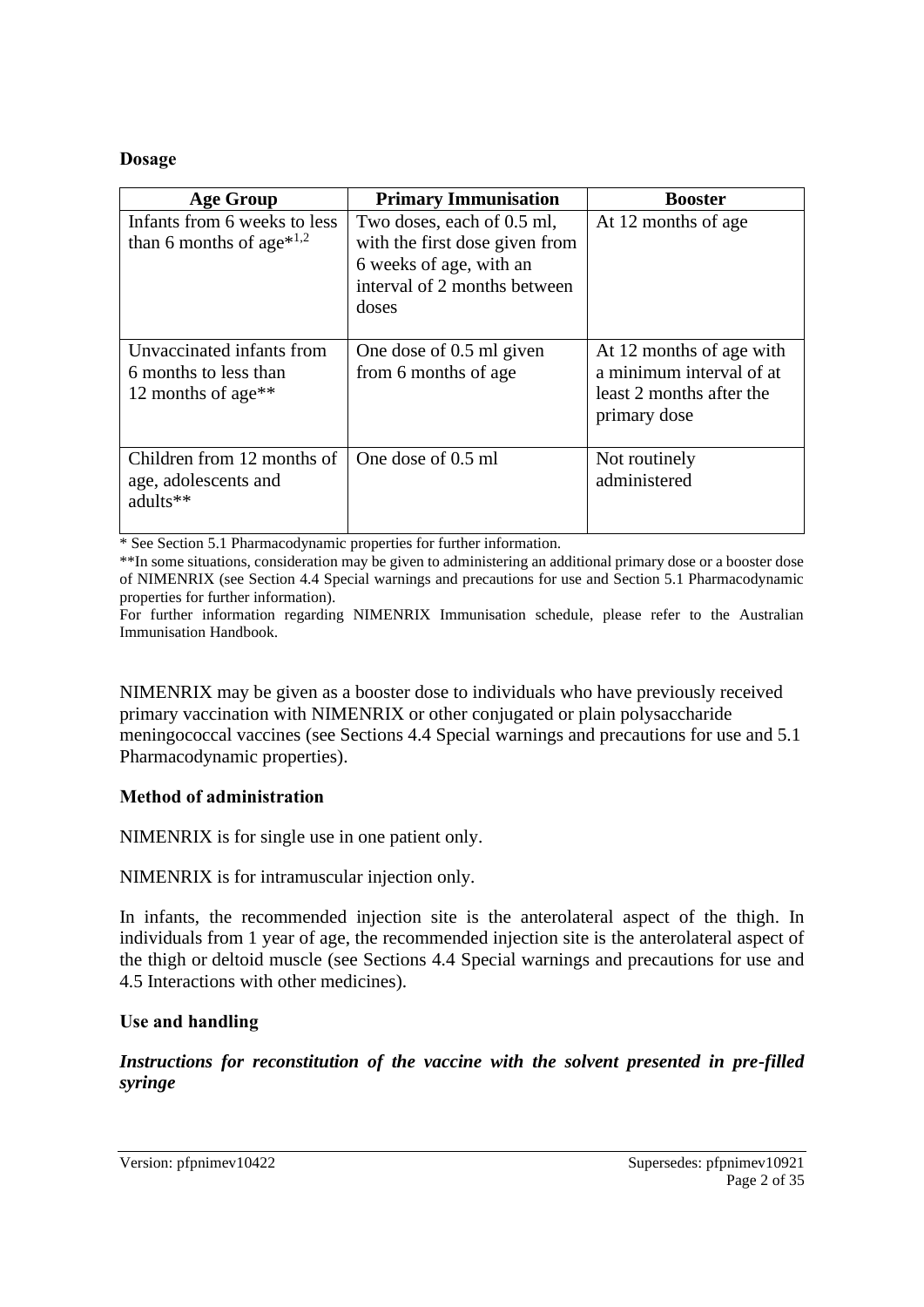**Dosage**

| Age Group | Primary Immunisation | Booster |
|---|---|---|
| Infants from 6 weeks to less than 6 months of age*[1,2] | Two doses, each of 0.5 ml, with the first dose given from 6 weeks of age, with an interval of 2 months between doses | At 12 months of age |
| Unvaccinated infants from 6 months to less than 12 months of age** | One dose of 0.5 ml given from 6 months of age | At 12 months of age with a minimum interval of at least 2 months after the primary dose |
| Children from 12 months of age, adolescents and adults** | One dose of 0.5 ml | Not routinely administered |

* See Section 5.1 Pharmacodynamic properties for further information.

**In some situations, consideration may be given to administering an additional primary dose or a booster dose of NIMENRIX (see Section 4.4 Special warnings and precautions for use and Section 5.1 Pharmacodynamic properties for further information).

For further information regarding NIMENRIX Immunisation schedule, please refer to the Australian Immunisation Handbook.

NIMENRIX may be given as a booster dose to individuals who have previously received primary vaccination with NIMENRIX or other conjugated or plain polysaccharide meningococcal vaccines (see Sections 4.4 Special warnings and precautions for use and 5.1 Pharmacodynamic properties).

**Method of administration**

NIMENRIX is for single use in one patient only.

NIMENRIX is for intramuscular injection only.

In infants, the recommended injection site is the anterolateral aspect of the thigh. In individuals from 1 year of age, the recommended injection site is the anterolateral aspect of the thigh or deltoid muscle (see Sections 4.4 Special warnings and precautions for use and 4.5 Interactions with other medicines).

**Use and handling**

***Instructions for reconstitution of the vaccine with the solvent presented in pre-filled syringe***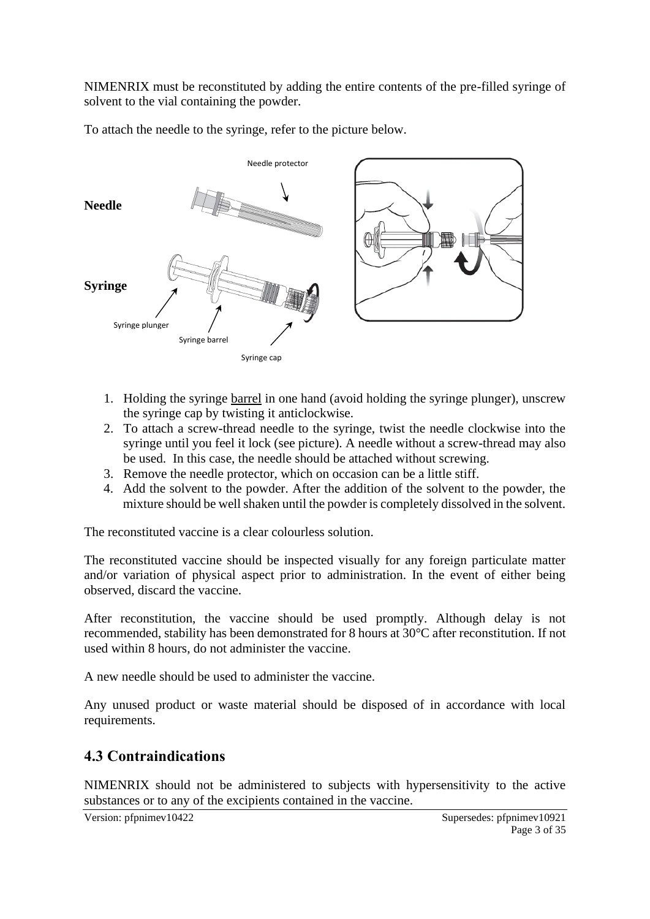NIMENRIX must be reconstituted by adding the entire contents of the pre-filled syringe of solvent to the vial containing the powder.

To attach the needle to the syringe, refer to the picture below.

**Needle**

Needle protector

**Syringe**

Syringe plunger

Syringe barrel

Syringe cap

1. Holding the syringe barrel in one hand (avoid holding the syringe plunger), unscrew the syringe cap by twisting it anticlockwise.
2. To attach a screw-thread needle to the syringe, twist the needle clockwise into the syringe until you feel it lock (see picture). A needle without a screw-thread may also be used. In this case, the needle should be attached without screwing.
3. Remove the needle protector, which on occasion can be a little stiff.
4. Add the solvent to the powder. After the addition of the solvent to the powder, the mixture should be well shaken until the powder is completely dissolved in the solvent.

The reconstituted vaccine is a clear colourless solution.

The reconstituted vaccine should be inspected visually for any foreign particulate matter and/or variation of physical aspect prior to administration. In the event of either being observed, discard the vaccine.

After reconstitution, the vaccine should be used promptly. Although delay is not recommended, stability has been demonstrated for 8 hours at 30°C after reconstitution. If not used within 8 hours, do not administer the vaccine.

A new needle should be used to administer the vaccine.

Any unused product or waste material should be disposed of in accordance with local requirements.

## 4.3 Contraindications

NIMENRIX should not be administered to subjects with hypersensitivity to the active substances or to any of the excipients contained in the vaccine.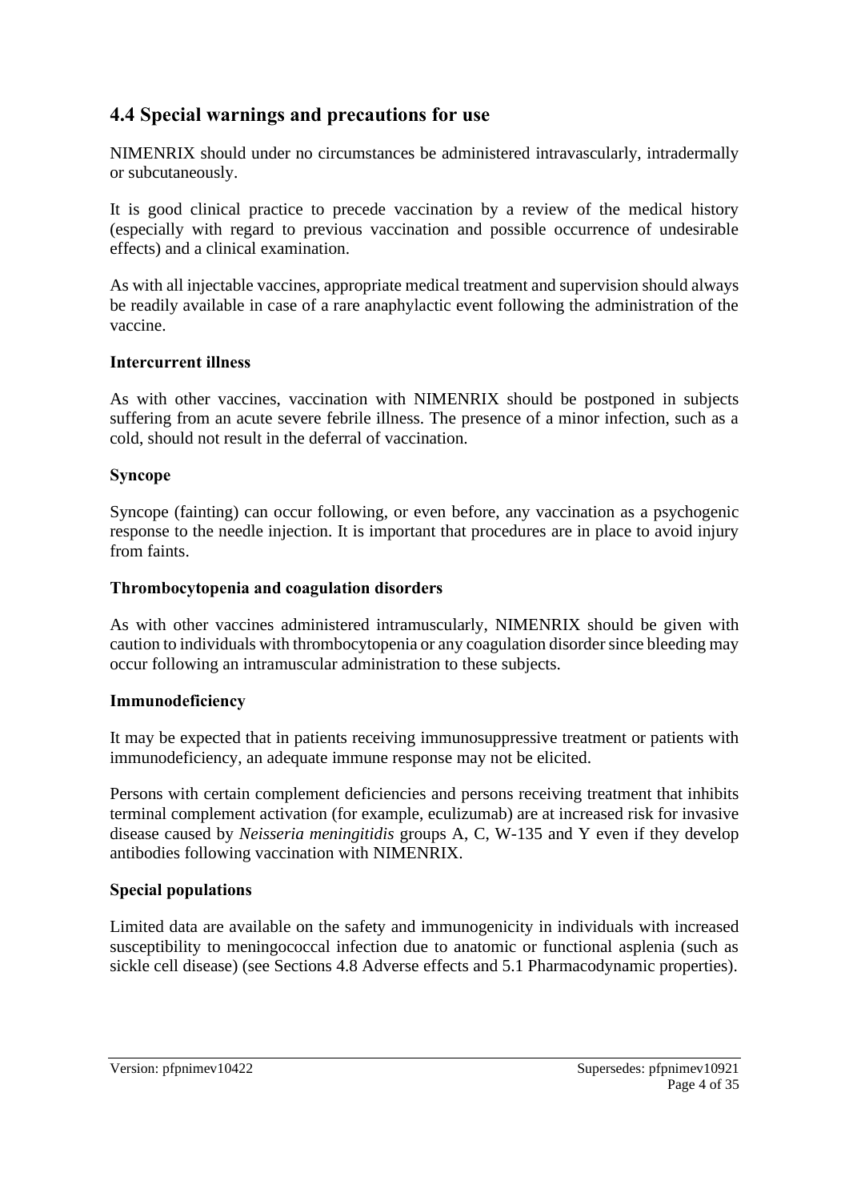## 4.4 Special warnings and precautions for use

NIMENRIX should under no circumstances be administered intravascularly, intradermally or subcutaneously.

It is good clinical practice to precede vaccination by a review of the medical history (especially with regard to previous vaccination and possible occurrence of undesirable effects) and a clinical examination.

As with all injectable vaccines, appropriate medical treatment and supervision should always be readily available in case of a rare anaphylactic event following the administration of the vaccine.

**Intercurrent illness**

As with other vaccines, vaccination with NIMENRIX should be postponed in subjects suffering from an acute severe febrile illness. The presence of a minor infection, such as a cold, should not result in the deferral of vaccination.

**Syncope**

Syncope (fainting) can occur following, or even before, any vaccination as a psychogenic response to the needle injection. It is important that procedures are in place to avoid injury from faints.

**Thrombocytopenia and coagulation disorders**

As with other vaccines administered intramuscularly, NIMENRIX should be given with caution to individuals with thrombocytopenia or any coagulation disorder since bleeding may occur following an intramuscular administration to these subjects.

**Immunodeficiency**

It may be expected that in patients receiving immunosuppressive treatment or patients with immunodeficiency, an adequate immune response may not be elicited.

Persons with certain complement deficiencies and persons receiving treatment that inhibits terminal complement activation (for example, eculizumab) are at increased risk for invasive disease caused by *Neisseria meningitidis* groups A, C, W-135 and Y even if they develop antibodies following vaccination with NIMENRIX.

**Special populations**

Limited data are available on the safety and immunogenicity in individuals with increased susceptibility to meningococcal infection due to anatomic or functional asplenia (such as sickle cell disease) (see Sections 4.8 Adverse effects and 5.1 Pharmacodynamic properties).

Version: pfpnimev10422 Supersedes: pfpnimev10921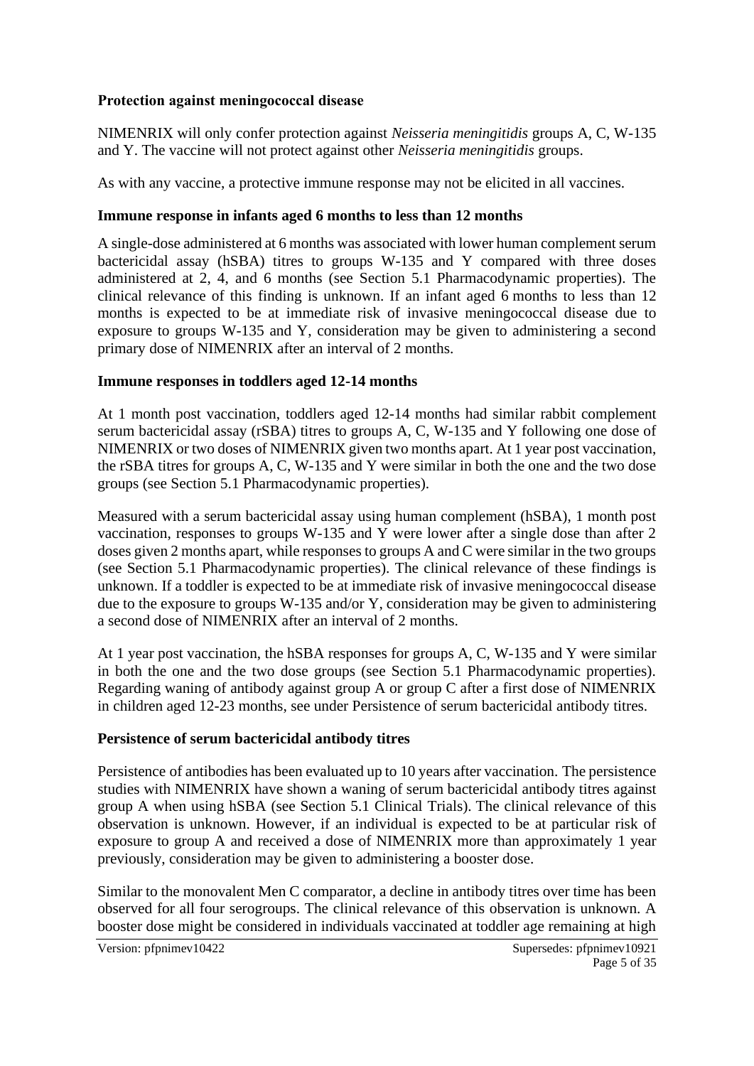### Protection against meningococcal disease

NIMENRIX will only confer protection against *Neisseria meningitidis* groups A, C, W-135 and Y. The vaccine will not protect against other *Neisseria meningitidis* groups.

As with any vaccine, a protective immune response may not be elicited in all vaccines.

### Immune response in infants aged 6 months to less than 12 months

A single-dose administered at 6 months was associated with lower human complement serum bactericidal assay (hSBA) titres to groups W-135 and Y compared with three doses administered at 2, 4, and 6 months (see Section 5.1 Pharmacodynamic properties). The clinical relevance of this finding is unknown. If an infant aged 6 months to less than 12 months is expected to be at immediate risk of invasive meningococcal disease due to exposure to groups W-135 and Y, consideration may be given to administering a second primary dose of NIMENRIX after an interval of 2 months.

### Immune responses in toddlers aged 12-14 months

At 1 month post vaccination, toddlers aged 12-14 months had similar rabbit complement serum bactericidal assay (rSBA) titres to groups A, C, W-135 and Y following one dose of NIMENRIX or two doses of NIMENRIX given two months apart. At 1 year post vaccination, the rSBA titres for groups A, C, W-135 and Y were similar in both the one and the two dose groups (see Section 5.1 Pharmacodynamic properties).

Measured with a serum bactericidal assay using human complement (hSBA), 1 month post vaccination, responses to groups W-135 and Y were lower after a single dose than after 2 doses given 2 months apart, while responses to groups A and C were similar in the two groups (see Section 5.1 Pharmacodynamic properties). The clinical relevance of these findings is unknown. If a toddler is expected to be at immediate risk of invasive meningococcal disease due to the exposure to groups W-135 and/or Y, consideration may be given to administering a second dose of NIMENRIX after an interval of 2 months.

At 1 year post vaccination, the hSBA responses for groups A, C, W-135 and Y were similar in both the one and the two dose groups (see Section 5.1 Pharmacodynamic properties). Regarding waning of antibody against group A or group C after a first dose of NIMENRIX in children aged 12-23 months, see under Persistence of serum bactericidal antibody titres.

### Persistence of serum bactericidal antibody titres

Persistence of antibodies has been evaluated up to 10 years after vaccination. The persistence studies with NIMENRIX have shown a waning of serum bactericidal antibody titres against group A when using hSBA (see Section 5.1 Clinical Trials). The clinical relevance of this observation is unknown. However, if an individual is expected to be at particular risk of exposure to group A and received a dose of NIMENRIX more than approximately 1 year previously, consideration may be given to administering a booster dose.

Similar to the monovalent Men C comparator, a decline in antibody titres over time has been observed for all four serogroups. The clinical relevance of this observation is unknown. A booster dose might be considered in individuals vaccinated at toddler age remaining at high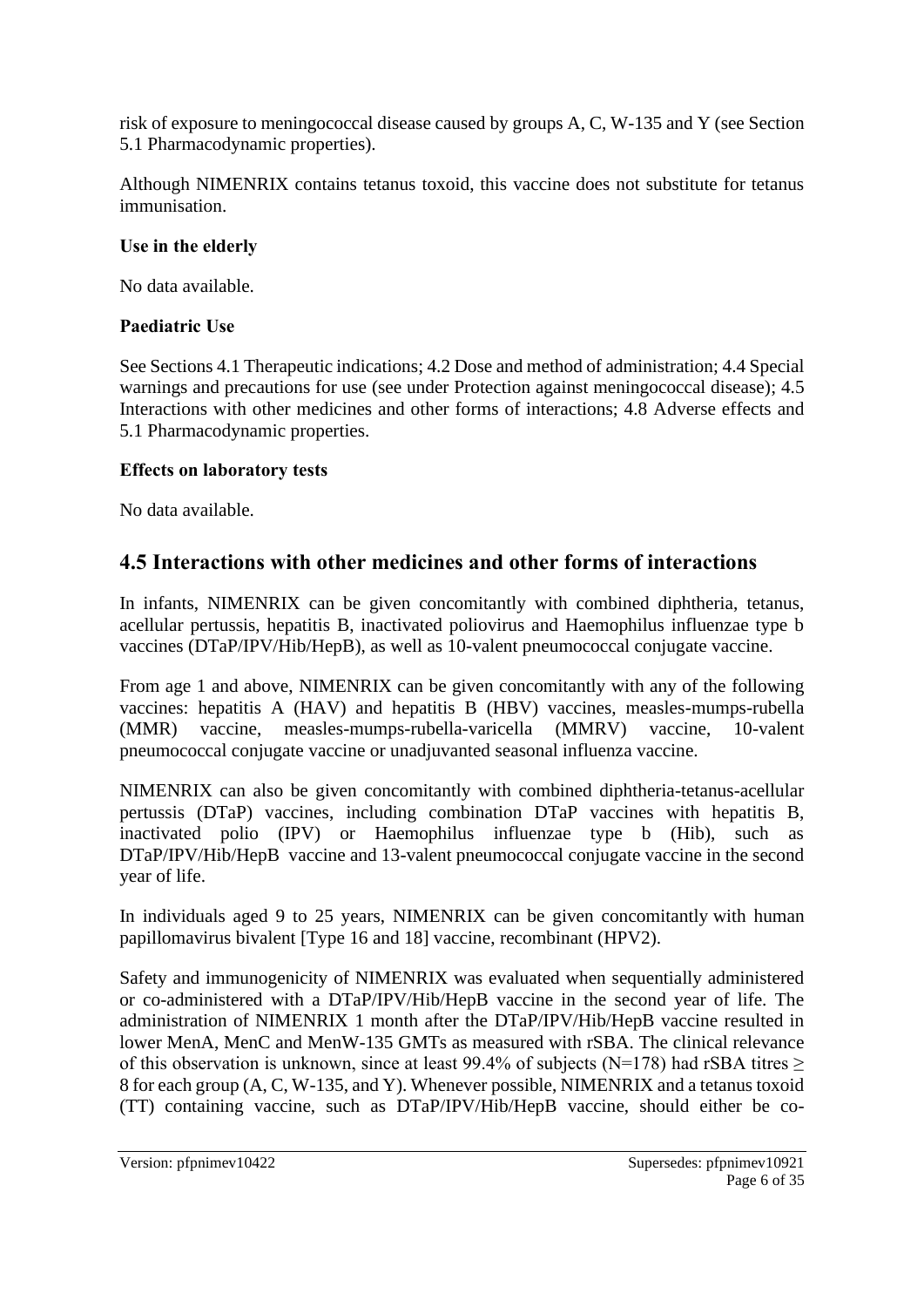risk of exposure to meningococcal disease caused by groups A, C, W-135 and Y (see Section 5.1 Pharmacodynamic properties).

Although NIMENRIX contains tetanus toxoid, this vaccine does not substitute for tetanus immunisation.

**Use in the elderly**

No data available.

**Paediatric Use**

See Sections 4.1 Therapeutic indications; 4.2 Dose and method of administration; 4.4 Special warnings and precautions for use (see under Protection against meningococcal disease); 4.5 Interactions with other medicines and other forms of interactions; 4.8 Adverse effects and 5.1 Pharmacodynamic properties.

**Effects on laboratory tests**

No data available.

## 4.5 Interactions with other medicines and other forms of interactions

In infants, NIMENRIX can be given concomitantly with combined diphtheria, tetanus, acellular pertussis, hepatitis B, inactivated poliovirus and Haemophilus influenzae type b vaccines (DTaP/IPV/Hib/HepB), as well as 10-valent pneumococcal conjugate vaccine.

From age 1 and above, NIMENRIX can be given concomitantly with any of the following vaccines: hepatitis A (HAV) and hepatitis B (HBV) vaccines, measles-mumps-rubella (MMR) vaccine, measles-mumps-rubella-varicella (MMRV) vaccine, 10-valent pneumococcal conjugate vaccine or unadjuvanted seasonal influenza vaccine.

NIMENRIX can also be given concomitantly with combined diphtheria-tetanus-acellular pertussis (DTaP) vaccines, including combination DTaP vaccines with hepatitis B, inactivated polio (IPV) or Haemophilus influenzae type b (Hib), such as DTaP/IPV/Hib/HepB vaccine and 13-valent pneumococcal conjugate vaccine in the second year of life.

In individuals aged 9 to 25 years, NIMENRIX can be given concomitantly with human papillomavirus bivalent [Type 16 and 18] vaccine, recombinant (HPV2).

Safety and immunogenicity of NIMENRIX was evaluated when sequentially administered or co-administered with a DTaP/IPV/Hib/HepB vaccine in the second year of life. The administration of NIMENRIX 1 month after the DTaP/IPV/Hib/HepB vaccine resulted in lower MenA, MenC and MenW-135 GMTs as measured with rSBA. The clinical relevance of this observation is unknown, since at least 99.4% of subjects (N=178) had rSBA titres $\geq$ 8 for each group (A, C, W-135, and Y). Whenever possible, NIMENRIX and a tetanus toxoid (TT) containing vaccine, such as DTaP/IPV/Hib/HepB vaccine, should either be co-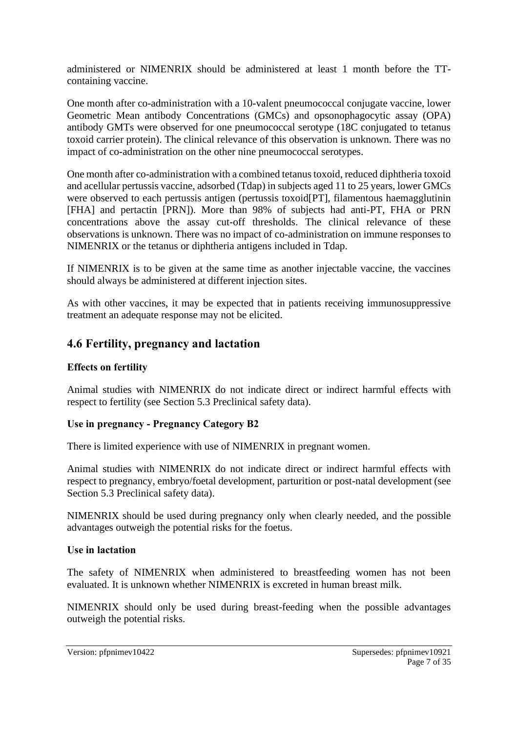administered or NIMENRIX should be administered at least 1 month before the TT-containing vaccine.

One month after co-administration with a 10-valent pneumococcal conjugate vaccine, lower Geometric Mean antibody Concentrations (GMCs) and opsonophagocytic assay (OPA) antibody GMTs were observed for one pneumococcal serotype (18C conjugated to tetanus toxoid carrier protein). The clinical relevance of this observation is unknown. There was no impact of co-administration on the other nine pneumococcal serotypes.

One month after co-administration with a combined tetanus toxoid, reduced diphtheria toxoid and acellular pertussis vaccine, adsorbed (Tdap) in subjects aged 11 to 25 years, lower GMCs were observed to each pertussis antigen (pertussis toxoid[PT], filamentous haemagglutinin [FHA] and pertactin [PRN]). More than 98% of subjects had anti-PT, FHA or PRN concentrations above the assay cut-off thresholds. The clinical relevance of these observations is unknown. There was no impact of co-administration on immune responses to NIMENRIX or the tetanus or diphtheria antigens included in Tdap.

If NIMENRIX is to be given at the same time as another injectable vaccine, the vaccines should always be administered at different injection sites.

As with other vaccines, it may be expected that in patients receiving immunosuppressive treatment an adequate response may not be elicited.

## 4.6 Fertility, pregnancy and lactation

**Effects on fertility**

Animal studies with NIMENRIX do not indicate direct or indirect harmful effects with respect to fertility (see Section 5.3 Preclinical safety data).

**Use in pregnancy - Pregnancy Category B2**

There is limited experience with use of NIMENRIX in pregnant women.

Animal studies with NIMENRIX do not indicate direct or indirect harmful effects with respect to pregnancy, embryo/foetal development, parturition or post-natal development (see Section 5.3 Preclinical safety data).

NIMENRIX should be used during pregnancy only when clearly needed, and the possible advantages outweigh the potential risks for the foetus.

**Use in lactation**

The safety of NIMENRIX when administered to breastfeeding women has not been evaluated. It is unknown whether NIMENRIX is excreted in human breast milk.

NIMENRIX should only be used during breast-feeding when the possible advantages outweigh the potential risks.

Version: pfpnimev10422 Supersedes: pfpnimev10921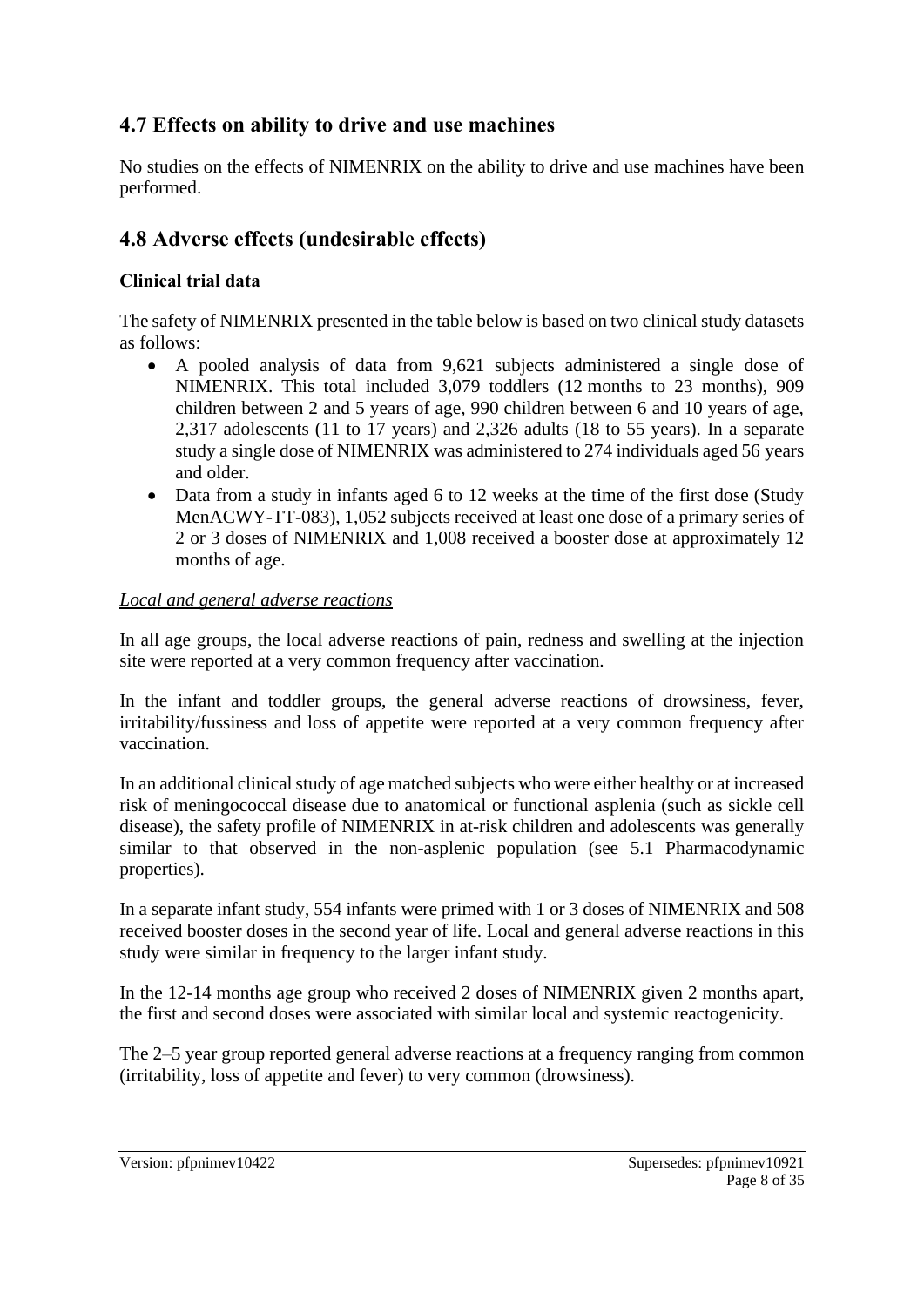## 4.7 Effects on ability to drive and use machines

No studies on the effects of NIMENRIX on the ability to drive and use machines have been performed.

## 4.8 Adverse effects (undesirable effects)

### Clinical trial data

The safety of NIMENRIX presented in the table below is based on two clinical study datasets as follows:

- A pooled analysis of data from 9,621 subjects administered a single dose of NIMENRIX. This total included 3,079 toddlers (12 months to 23 months), 909 children between 2 and 5 years of age, 990 children between 6 and 10 years of age, 2,317 adolescents (11 to 17 years) and 2,326 adults (18 to 55 years). In a separate study a single dose of NIMENRIX was administered to 274 individuals aged 56 years and older.
- Data from a study in infants aged 6 to 12 weeks at the time of the first dose (Study MenACWY-TT-083), 1,052 subjects received at least one dose of a primary series of 2 or 3 doses of NIMENRIX and 1,008 received a booster dose at approximately 12 months of age.

*Local and general adverse reactions*

In all age groups, the local adverse reactions of pain, redness and swelling at the injection site were reported at a very common frequency after vaccination.

In the infant and toddler groups, the general adverse reactions of drowsiness, fever, irritability/fussiness and loss of appetite were reported at a very common frequency after vaccination.

In an additional clinical study of age matched subjects who were either healthy or at increased risk of meningococcal disease due to anatomical or functional asplenia (such as sickle cell disease), the safety profile of NIMENRIX in at-risk children and adolescents was generally similar to that observed in the non-asplenic population (see 5.1 Pharmacodynamic properties).

In a separate infant study, 554 infants were primed with 1 or 3 doses of NIMENRIX and 508 received booster doses in the second year of life. Local and general adverse reactions in this study were similar in frequency to the larger infant study.

In the 12-14 months age group who received 2 doses of NIMENRIX given 2 months apart, the first and second doses were associated with similar local and systemic reactogenicity.

The 2–5 year group reported general adverse reactions at a frequency ranging from common (irritability, loss of appetite and fever) to very common (drowsiness).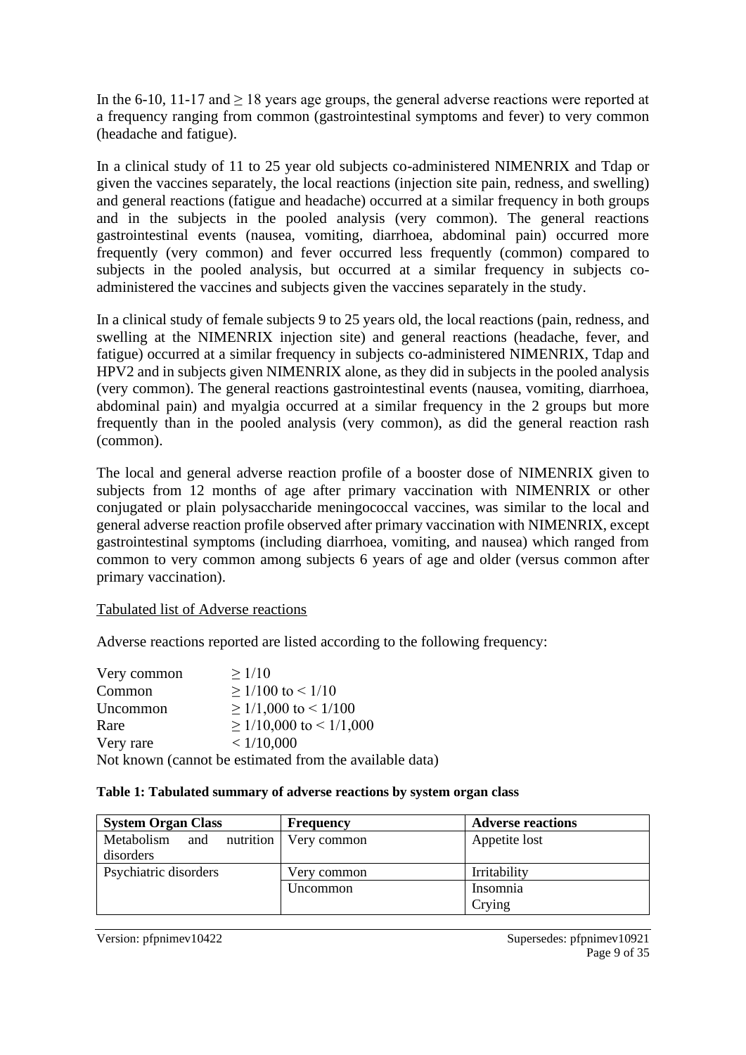In the 6-10, 11-17 and ≥ 18 years age groups, the general adverse reactions were reported at a frequency ranging from common (gastrointestinal symptoms and fever) to very common (headache and fatigue).

In a clinical study of 11 to 25 year old subjects co-administered NIMENRIX and Tdap or given the vaccines separately, the local reactions (injection site pain, redness, and swelling) and general reactions (fatigue and headache) occurred at a similar frequency in both groups and in the subjects in the pooled analysis (very common). The general reactions gastrointestinal events (nausea, vomiting, diarrhoea, abdominal pain) occurred more frequently (very common) and fever occurred less frequently (common) compared to subjects in the pooled analysis, but occurred at a similar frequency in subjects co-administered the vaccines and subjects given the vaccines separately in the study.

In a clinical study of female subjects 9 to 25 years old, the local reactions (pain, redness, and swelling at the NIMENRIX injection site) and general reactions (headache, fever, and fatigue) occurred at a similar frequency in subjects co-administered NIMENRIX, Tdap and HPV2 and in subjects given NIMENRIX alone, as they did in subjects in the pooled analysis (very common). The general reactions gastrointestinal events (nausea, vomiting, diarrhoea, abdominal pain) and myalgia occurred at a similar frequency in the 2 groups but more frequently than in the pooled analysis (very common), as did the general reaction rash (common).

The local and general adverse reaction profile of a booster dose of NIMENRIX given to subjects from 12 months of age after primary vaccination with NIMENRIX or other conjugated or plain polysaccharide meningococcal vaccines, was similar to the local and general adverse reaction profile observed after primary vaccination with NIMENRIX, except gastrointestinal symptoms (including diarrhoea, vomiting, and nausea) which ranged from common to very common among subjects 6 years of age and older (versus common after primary vaccination).

Tabulated list of Adverse reactions

Adverse reactions reported are listed according to the following frequency:

Very common ≥ 1/10
Common ≥ 1/100 to < 1/10
Uncommon ≥ 1/1,000 to < 1/100
Rare ≥ 1/10,000 to < 1/1,000
Very rare < 1/10,000
Not known (cannot be estimated from the available data)

**Table 1: Tabulated summary of adverse reactions by system organ class**

| System Organ Class | Frequency | Adverse reactions |
|---|---|---|
| Metabolism and nutrition disorders | Very common | Appetite lost |
| Psychiatric disorders | Very common | Irritability |
| | Uncommon | Insomnia<br>Crying |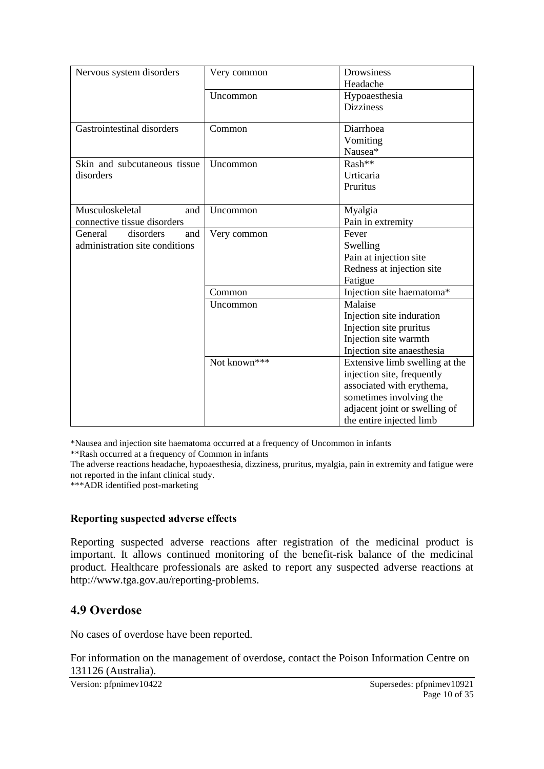| Nervous system disorders | Very common | Drowsiness<br>Headache |
|---|---|---|
| | Uncommon | Hypoaesthesia<br>Dizziness |
| Gastrointestinal disorders | Common | Diarrhoea<br>Vomiting<br>Nausea* |
| Skin and subcutaneous tissue disorders | Uncommon | Rash**<br>Urticaria<br>Pruritus |
| Musculoskeletal and connective tissue disorders | Uncommon | Myalgia<br>Pain in extremity |
| General disorders and administration site conditions | Very common | Fever<br>Swelling<br>Pain at injection site<br>Redness at injection site<br>Fatigue |
| | Common | Injection site haematoma* |
| | Uncommon | Malaise<br>Injection site induration<br>Injection site pruritus<br>Injection site warmth<br>Injection site anaesthesia |
| | Not known*** | Extensive limb swelling at the injection site, frequently associated with erythema, sometimes involving the adjacent joint or swelling of the entire injected limb |

*Nausea and injection site haematoma occurred at a frequency of Uncommon in infants

**Rash occurred at a frequency of Common in infants

The adverse reactions headache, hypoaesthesia, dizziness, pruritus, myalgia, pain in extremity and fatigue were not reported in the infant clinical study.

***ADR identified post-marketing

### Reporting suspected adverse effects

Reporting suspected adverse reactions after registration of the medicinal product is important. It allows continued monitoring of the benefit-risk balance of the medicinal product. Healthcare professionals are asked to report any suspected adverse reactions at http://www.tga.gov.au/reporting-problems.

## 4.9 Overdose

No cases of overdose have been reported.

For information on the management of overdose, contact the Poison Information Centre on 131126 (Australia).

Version: pfpnimev10422 Supersedes: pfpnimev10921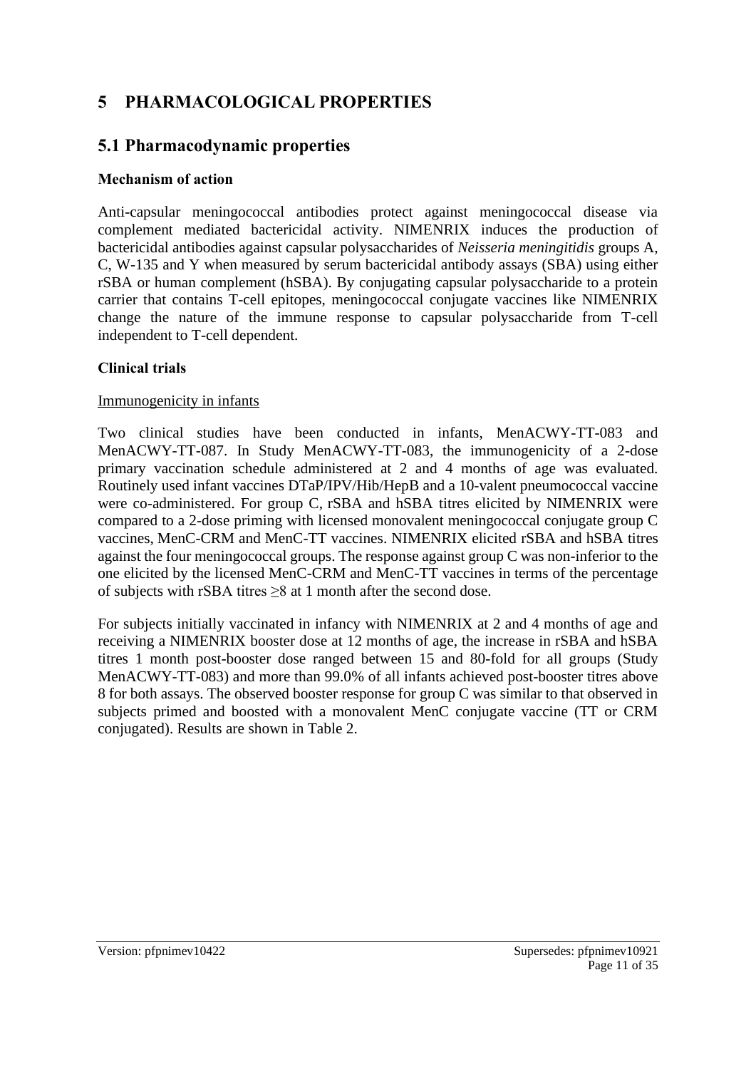# 5 PHARMACOLOGICAL PROPERTIES

## 5.1 Pharmacodynamic properties

### Mechanism of action

Anti-capsular meningococcal antibodies protect against meningococcal disease via complement mediated bactericidal activity. NIMENRIX induces the production of bactericidal antibodies against capsular polysaccharides of *Neisseria meningitidis* groups A, C, W-135 and Y when measured by serum bactericidal antibody assays (SBA) using either rSBA or human complement (hSBA). By conjugating capsular polysaccharide to a protein carrier that contains T-cell epitopes, meningococcal conjugate vaccines like NIMENRIX change the nature of the immune response to capsular polysaccharide from T-cell independent to T-cell dependent.

### Clinical trials

Immunogenicity in infants

Two clinical studies have been conducted in infants, MenACWY-TT-083 and MenACWY-TT-087. In Study MenACWY-TT-083, the immunogenicity of a 2-dose primary vaccination schedule administered at 2 and 4 months of age was evaluated. Routinely used infant vaccines DTaP/IPV/Hib/HepB and a 10-valent pneumococcal vaccine were co-administered. For group C, rSBA and hSBA titres elicited by NIMENRIX were compared to a 2-dose priming with licensed monovalent meningococcal conjugate group C vaccines, MenC-CRM and MenC-TT vaccines. NIMENRIX elicited rSBA and hSBA titres against the four meningococcal groups. The response against group C was non-inferior to the one elicited by the licensed MenC-CRM and MenC-TT vaccines in terms of the percentage of subjects with rSBA titres ≥8 at 1 month after the second dose.

For subjects initially vaccinated in infancy with NIMENRIX at 2 and 4 months of age and receiving a NIMENRIX booster dose at 12 months of age, the increase in rSBA and hSBA titres 1 month post-booster dose ranged between 15 and 80-fold for all groups (Study MenACWY-TT-083) and more than 99.0% of all infants achieved post-booster titres above 8 for both assays. The observed booster response for group C was similar to that observed in subjects primed and boosted with a monovalent MenC conjugate vaccine (TT or CRM conjugated). Results are shown in Table 2.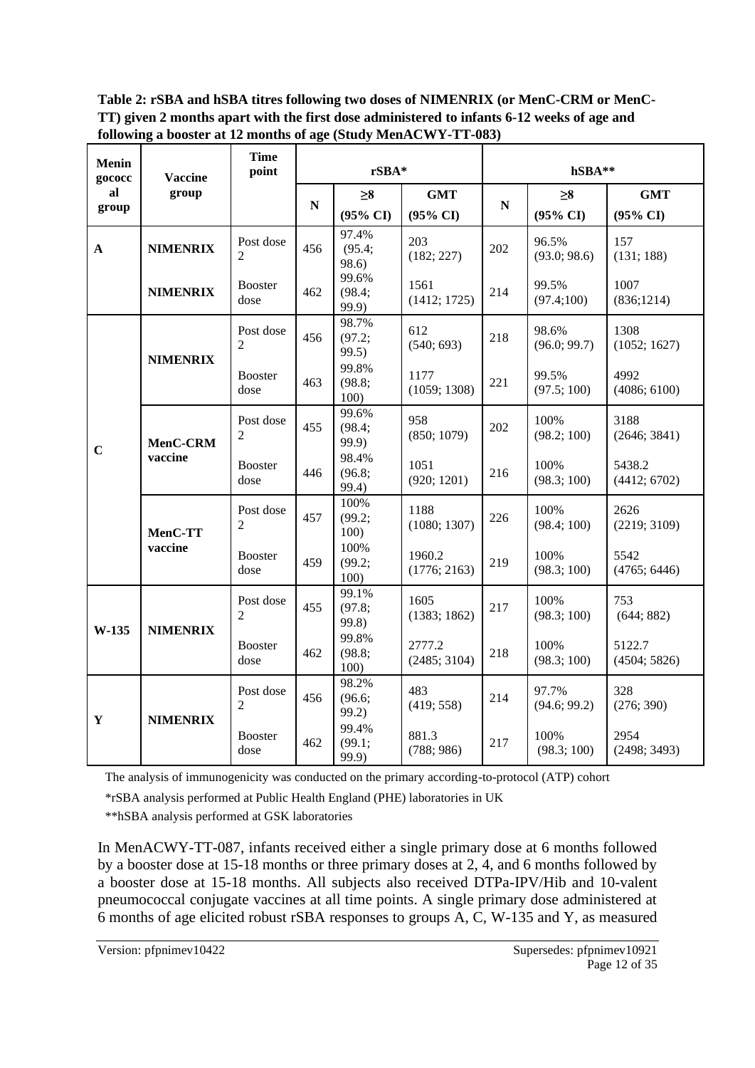**Table 2: rSBA and hSBA titres following two doses of NIMENRIX (or MenC-CRM or MenC-TT) given 2 months apart with the first dose administered to infants 6-12 weeks of age and following a booster at 12 months of age (Study MenACWY-TT-083)**

| Meningococcal group | Vaccine group | Time point | rSBA* | | | hSBA** | | |
|---|---|---|---|---|---|---|---|---|
| | | | N | ≥8 (95% CI) | GMT (95% CI) | N | ≥8 (95% CI) | GMT (95% CI) |
| A | NIMENRIX | Post dose 2 | 456 | 97.4% (95.4; 98.6) | 203 (182; 227) | 202 | 96.5% (93.0; 98.6) | 157 (131; 188) |
| | NIMENRIX | Booster dose | 462 | 99.6% (98.4; 99.9) | 1561 (1412; 1725) | 214 | 99.5% (97.4;100) | 1007 (836;1214) |
| C | NIMENRIX | Post dose 2 | 456 | 98.7% (97.2; 99.5) | 612 (540; 693) | 218 | 98.6% (96.0; 99.7) | 1308 (1052; 1627) |
| | | Booster dose | 463 | 99.8% (98.8; 100) | 1177 (1059; 1308) | 221 | 99.5% (97.5; 100) | 4992 (4086; 6100) |
| | MenC-CRM vaccine | Post dose 2 | 455 | 99.6% (98.4; 99.9) | 958 (850; 1079) | 202 | 100% (98.2; 100) | 3188 (2646; 3841) |
| | | Booster dose | 446 | 98.4% (96.8; 99.4) | 1051 (920; 1201) | 216 | 100% (98.3; 100) | 5438.2 (4412; 6702) |
| | MenC-TT vaccine | Post dose 2 | 457 | 100% (99.2; 100) | 1188 (1080; 1307) | 226 | 100% (98.4; 100) | 2626 (2219; 3109) |
| | | Booster dose | 459 | 100% (99.2; 100) | 1960.2 (1776; 2163) | 219 | 100% (98.3; 100) | 5542 (4765; 6446) |
| W-135 | NIMENRIX | Post dose 2 | 455 | 99.1% (97.8; 99.8) | 1605 (1383; 1862) | 217 | 100% (98.3; 100) | 753 (644; 882) |
| | | Booster dose | 462 | 99.8% (98.8; 100) | 2777.2 (2485; 3104) | 218 | 100% (98.3; 100) | 5122.7 (4504; 5826) |
| Y | NIMENRIX | Post dose 2 | 456 | 98.2% (96.6; 99.2) | 483 (419; 558) | 214 | 97.7% (94.6; 99.2) | 328 (276; 390) |
| | | Booster dose | 462 | 99.4% (99.1; 99.9) | 881.3 (788; 986) | 217 | 100% (98.3; 100) | 2954 (2498; 3493) |

The analysis of immunogenicity was conducted on the primary according-to-protocol (ATP) cohort

*rSBA analysis performed at Public Health England (PHE) laboratories in UK

**hSBA analysis performed at GSK laboratories

In MenACWY-TT-087, infants received either a single primary dose at 6 months followed by a booster dose at 15-18 months or three primary doses at 2, 4, and 6 months followed by a booster dose at 15-18 months. All subjects also received DTPa-IPV/Hib and 10-valent pneumococcal conjugate vaccines at all time points. A single primary dose administered at 6 months of age elicited robust rSBA responses to groups A, C, W-135 and Y, as measured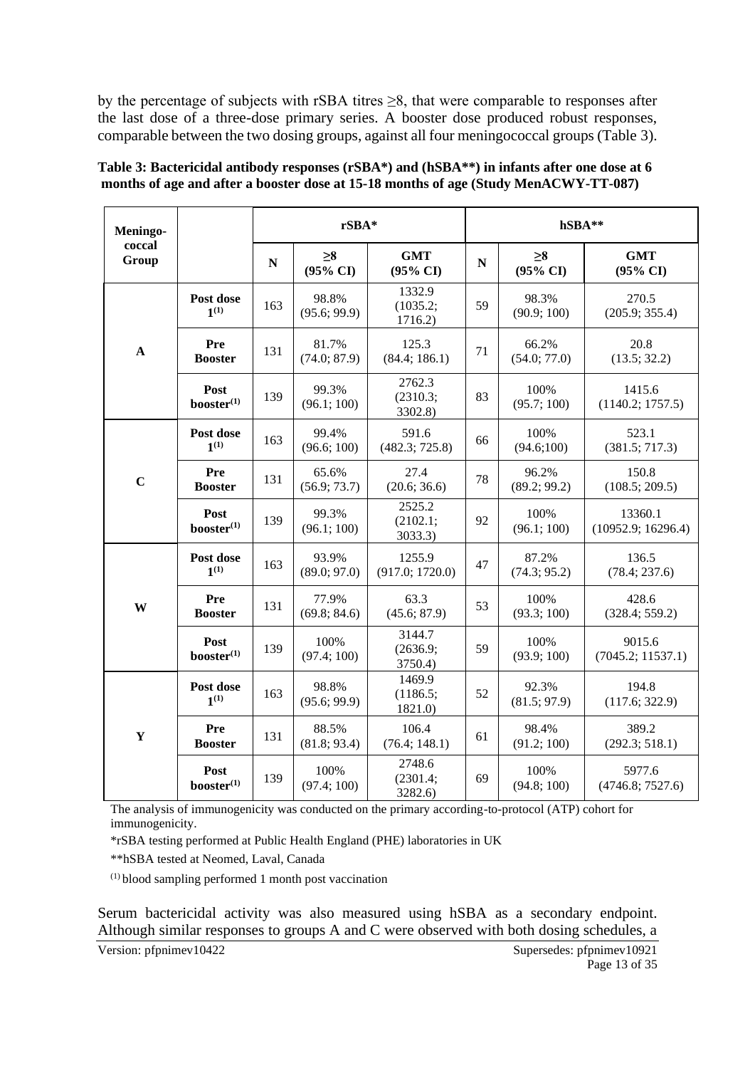by the percentage of subjects with rSBA titres ≥8, that were comparable to responses after the last dose of a three-dose primary series. A booster dose produced robust responses, comparable between the two dosing groups, against all four meningococcal groups (Table 3).

**Table 3: Bactericidal antibody responses (rSBA\*) and (hSBA\*\*) in infants after one dose at 6 months of age and after a booster dose at 15-18 months of age (Study MenACWY-TT-087)**

| Meningo-coccal Group | | rSBA* | | | hSBA** | | |
|---|---|---|---|---|---|---|---|
| | | N | ≥8 (95% CI) | GMT (95% CI) | N | ≥8 (95% CI) | GMT (95% CI) |
| A | Post dose 1(1) | 163 | 98.8% (95.6; 99.9) | 1332.9 (1035.2; 1716.2) | 59 | 98.3% (90.9; 100) | 270.5 (205.9; 355.4) |
| | Pre Booster | 131 | 81.7% (74.0; 87.9) | 125.3 (84.4; 186.1) | 71 | 66.2% (54.0; 77.0) | 20.8 (13.5; 32.2) |
| | Post booster(1) | 139 | 99.3% (96.1; 100) | 2762.3 (2310.3; 3302.8) | 83 | 100% (95.7; 100) | 1415.6 (1140.2; 1757.5) |
| C | Post dose 1(1) | 163 | 99.4% (96.6; 100) | 591.6 (482.3; 725.8) | 66 | 100% (94.6;100) | 523.1 (381.5; 717.3) |
| | Pre Booster | 131 | 65.6% (56.9; 73.7) | 27.4 (20.6; 36.6) | 78 | 96.2% (89.2; 99.2) | 150.8 (108.5; 209.5) |
| | Post booster(1) | 139 | 99.3% (96.1; 100) | 2525.2 (2102.1; 3033.3) | 92 | 100% (96.1; 100) | 13360.1 (10952.9; 16296.4) |
| W | Post dose 1(1) | 163 | 93.9% (89.0; 97.0) | 1255.9 (917.0; 1720.0) | 47 | 87.2% (74.3; 95.2) | 136.5 (78.4; 237.6) |
| | Pre Booster | 131 | 77.9% (69.8; 84.6) | 63.3 (45.6; 87.9) | 53 | 100% (93.3; 100) | 428.6 (328.4; 559.2) |
| | Post booster(1) | 139 | 100% (97.4; 100) | 3144.7 (2636.9; 3750.4) | 59 | 100% (93.9; 100) | 9015.6 (7045.2; 11537.1) |
| Y | Post dose 1(1) | 163 | 98.8% (95.6; 99.9) | 1469.9 (1186.5; 1821.0) | 52 | 92.3% (81.5; 97.9) | 194.8 (117.6; 322.9) |
| | Pre Booster | 131 | 88.5% (81.8; 93.4) | 106.4 (76.4; 148.1) | 61 | 98.4% (91.2; 100) | 389.2 (292.3; 518.1) |
| | Post booster(1) | 139 | 100% (97.4; 100) | 2748.6 (2301.4; 3282.6) | 69 | 100% (94.8; 100) | 5977.6 (4746.8; 7527.6) |

The analysis of immunogenicity was conducted on the primary according-to-protocol (ATP) cohort for immunogenicity.

*rSBA testing performed at Public Health England (PHE) laboratories in UK

**hSBA tested at Neomed, Laval, Canada

(1) blood sampling performed 1 month post vaccination

Serum bactericidal activity was also measured using hSBA as a secondary endpoint. Although similar responses to groups A and C were observed with both dosing schedules, a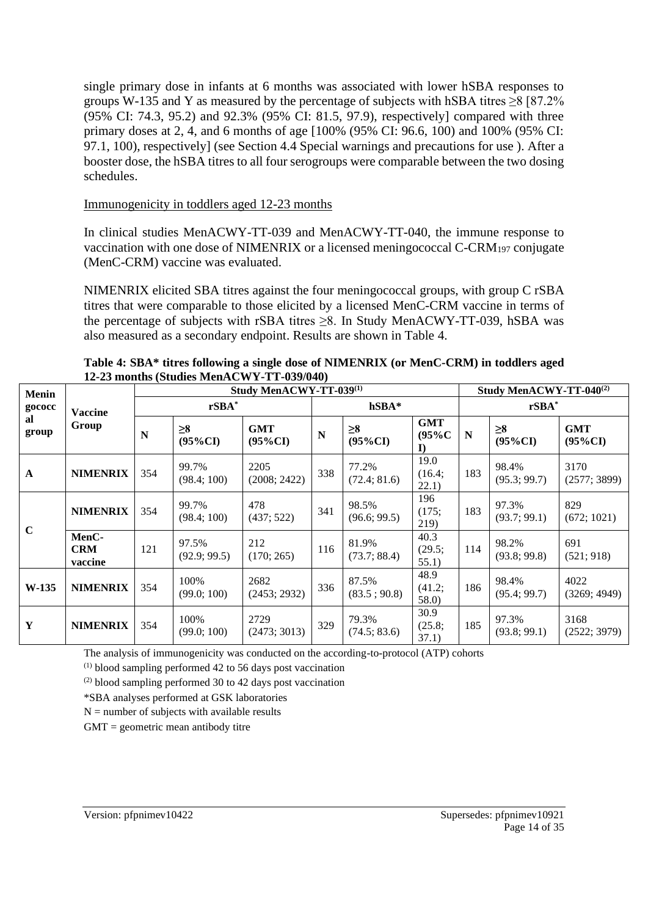single primary dose in infants at 6 months was associated with lower hSBA responses to groups W-135 and Y as measured by the percentage of subjects with hSBA titres ≥8 [87.2% (95% CI: 74.3, 95.2) and 92.3% (95% CI: 81.5, 97.9), respectively] compared with three primary doses at 2, 4, and 6 months of age [100% (95% CI: 96.6, 100) and 100% (95% CI: 97.1, 100), respectively] (see Section 4.4 Special warnings and precautions for use ). After a booster dose, the hSBA titres to all four serogroups were comparable between the two dosing schedules.

Immunogenicity in toddlers aged 12-23 months

In clinical studies MenACWY-TT-039 and MenACWY-TT-040, the immune response to vaccination with one dose of NIMENRIX or a licensed meningococcal C-$CRM_{197}$ conjugate (MenC-CRM) vaccine was evaluated.

NIMENRIX elicited SBA titres against the four meningococcal groups, with group C rSBA titres that were comparable to those elicited by a licensed MenC-CRM vaccine in terms of the percentage of subjects with rSBA titres ≥8. In Study MenACWY-TT-039, hSBA was also measured as a secondary endpoint. Results are shown in Table 4.

**Table 4: SBA* titres following a single dose of NIMENRIX (or MenC-CRM) in toddlers aged 12-23 months (Studies MenACWY-TT-039/040)**

| Meningococcal group | Vaccine Group | Study MenACWY-TT-039[(1)] | | | | | | Study MenACWY-TT-040[(2)] | | |
|---|---|---|---|---|---|---|---|---|---|---|
| | | rSBA* | | | hSBA* | | | rSBA* | | |
| | | N | ≥8 (95%CI) | GMT (95%CI) | N | ≥8 (95%CI) | GMT (95%CI) | N | ≥8 (95%CI) | GMT (95%CI) |
| A | NIMENRIX | 354 | 99.7% (98.4; 100) | 2205 (2008; 2422) | 338 | 77.2% (72.4; 81.6) | 19.0 (16.4; 22.1) | 183 | 98.4% (95.3; 99.7) | 3170 (2577; 3899) |
| C | NIMENRIX | 354 | 99.7% (98.4; 100) | 478 (437; 522) | 341 | 98.5% (96.6; 99.5) | 196 (175; 219) | 183 | 97.3% (93.7; 99.1) | 829 (672; 1021) |
| | MenC-CRM vaccine | 121 | 97.5% (92.9; 99.5) | 212 (170; 265) | 116 | 81.9% (73.7; 88.4) | 40.3 (29.5; 55.1) | 114 | 98.2% (93.8; 99.8) | 691 (521; 918) |
| W-135 | NIMENRIX | 354 | 100% (99.0; 100) | 2682 (2453; 2932) | 336 | 87.5% (83.5 ; 90.8) | 48.9 (41.2; 58.0) | 186 | 98.4% (95.4; 99.7) | 4022 (3269; 4949) |
| Y | NIMENRIX | 354 | 100% (99.0; 100) | 2729 (2473; 3013) | 329 | 79.3% (74.5; 83.6) | 30.9 (25.8; 37.1) | 185 | 97.3% (93.8; 99.1) | 3168 (2522; 3979) |

The analysis of immunogenicity was conducted on the according-to-protocol (ATP) cohorts

(1) blood sampling performed 42 to 56 days post vaccination

(2) blood sampling performed 30 to 42 days post vaccination

*SBA analyses performed at GSK laboratories

N = number of subjects with available results

GMT = geometric mean antibody titre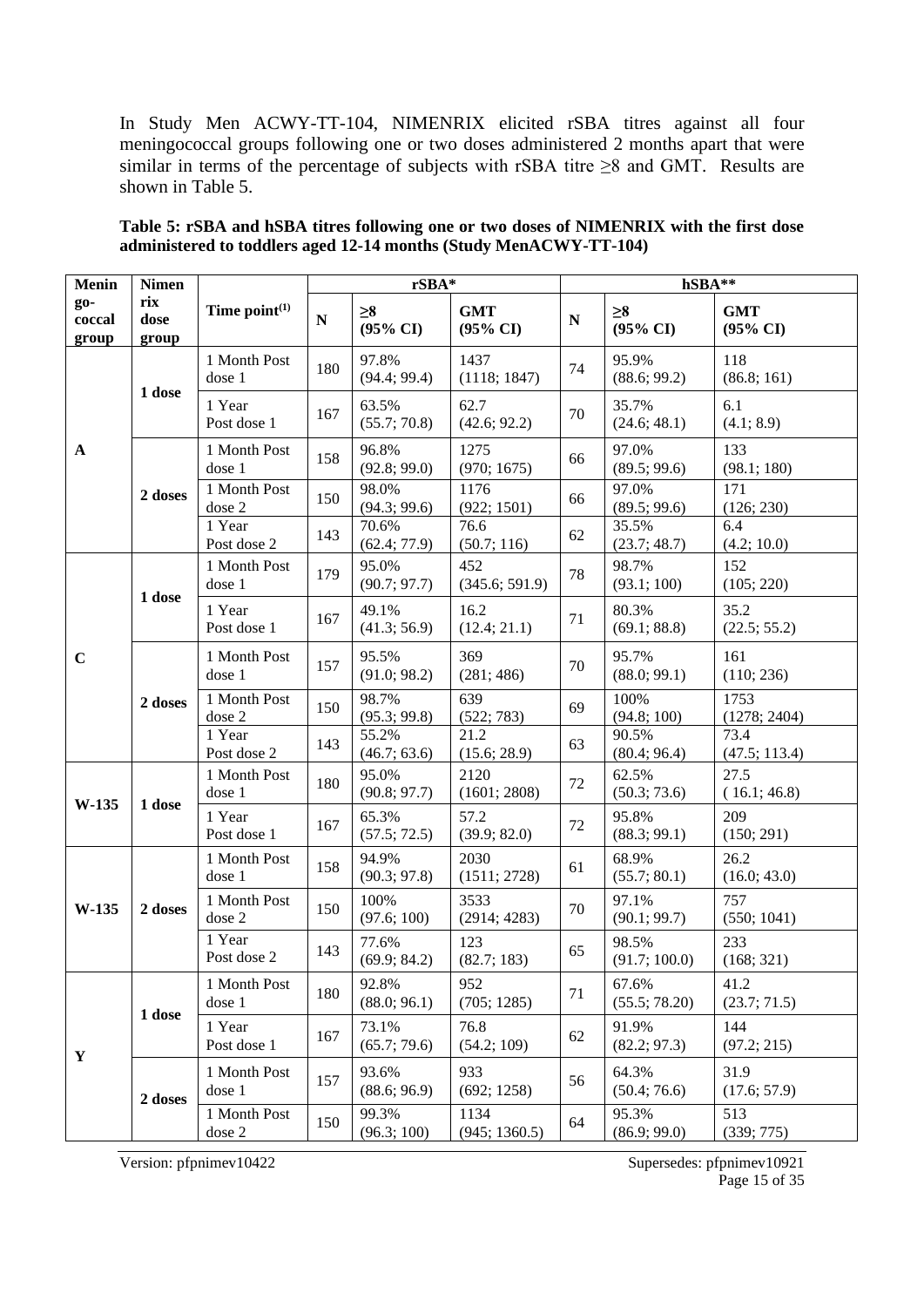In Study Men ACWY-TT-104, NIMENRIX elicited rSBA titres against all four meningococcal groups following one or two doses administered 2 months apart that were similar in terms of the percentage of subjects with rSBA titre ≥8 and GMT. Results are shown in Table 5.

**Table 5: rSBA and hSBA titres following one or two doses of NIMENRIX with the first dose administered to toddlers aged 12-14 months (Study MenACWY-TT-104)**

| Menin go-coccal group | Nimen rix dose group | Time point(1) | rSBA* | | | hSBA** | | |
|---|---|---|---|---|---|---|---|---|
| | | | N | ≥8 (95% CI) | GMT (95% CI) | N | ≥8 (95% CI) | GMT (95% CI) |
| A | 1 dose | 1 Month Post dose 1 | 180 | 97.8% (94.4; 99.4) | 1437 (1118; 1847) | 74 | 95.9% (88.6; 99.2) | 118 (86.8; 161) |
| | | 1 Year Post dose 1 | 167 | 63.5% (55.7; 70.8) | 62.7 (42.6; 92.2) | 70 | 35.7% (24.6; 48.1) | 6.1 (4.1; 8.9) |
| | 2 doses | 1 Month Post dose 1 | 158 | 96.8% (92.8; 99.0) | 1275 (970; 1675) | 66 | 97.0% (89.5; 99.6) | 133 (98.1; 180) |
| | | 1 Month Post dose 2 | 150 | 98.0% (94.3; 99.6) | 1176 (922; 1501) | 66 | 97.0% (89.5; 99.6) | 171 (126; 230) |
| | | 1 Year Post dose 2 | 143 | 70.6% (62.4; 77.9) | 76.6 (50.7; 116) | 62 | 35.5% (23.7; 48.7) | 6.4 (4.2; 10.0) |
| C | 1 dose | 1 Month Post dose 1 | 179 | 95.0% (90.7; 97.7) | 452 (345.6; 591.9) | 78 | 98.7% (93.1; 100) | 152 (105; 220) |
| | | 1 Year Post dose 1 | 167 | 49.1% (41.3; 56.9) | 16.2 (12.4; 21.1) | 71 | 80.3% (69.1; 88.8) | 35.2 (22.5; 55.2) |
| | 2 doses | 1 Month Post dose 1 | 157 | 95.5% (91.0; 98.2) | 369 (281; 486) | 70 | 95.7% (88.0; 99.1) | 161 (110; 236) |
| | | 1 Month Post dose 2 | 150 | 98.7% (95.3; 99.8) | 639 (522; 783) | 69 | 100% (94.8; 100) | 1753 (1278; 2404) |
| | | 1 Year Post dose 2 | 143 | 55.2% (46.7; 63.6) | 21.2 (15.6; 28.9) | 63 | 90.5% (80.4; 96.4) | 73.4 (47.5; 113.4) |
| W-135 | 1 dose | 1 Month Post dose 1 | 180 | 95.0% (90.8; 97.7) | 2120 (1601; 2808) | 72 | 62.5% (50.3; 73.6) | 27.5 ( 16.1; 46.8) |
| | | 1 Year Post dose 1 | 167 | 65.3% (57.5; 72.5) | 57.2 (39.9; 82.0) | 72 | 95.8% (88.3; 99.1) | 209 (150; 291) |
| W-135 | 2 doses | 1 Month Post dose 1 | 158 | 94.9% (90.3; 97.8) | 2030 (1511; 2728) | 61 | 68.9% (55.7; 80.1) | 26.2 (16.0; 43.0) |
| | | 1 Month Post dose 2 | 150 | 100% (97.6; 100) | 3533 (2914; 4283) | 70 | 97.1% (90.1; 99.7) | 757 (550; 1041) |
| | | 1 Year Post dose 2 | 143 | 77.6% (69.9; 84.2) | 123 (82.7; 183) | 65 | 98.5% (91.7; 100.0) | 233 (168; 321) |
| Y | 1 dose | 1 Month Post dose 1 | 180 | 92.8% (88.0; 96.1) | 952 (705; 1285) | 71 | 67.6% (55.5; 78.20) | 41.2 (23.7; 71.5) |
| | | 1 Year Post dose 1 | 167 | 73.1% (65.7; 79.6) | 76.8 (54.2; 109) | 62 | 91.9% (82.2; 97.3) | 144 (97.2; 215) |
| | 2 doses | 1 Month Post dose 1 | 157 | 93.6% (88.6; 96.9) | 933 (692; 1258) | 56 | 64.3% (50.4; 76.6) | 31.9 (17.6; 57.9) |
| | | 1 Month Post dose 2 | 150 | 99.3% (96.3; 100) | 1134 (945; 1360.5) | 64 | 95.3% (86.9; 99.0) | 513 (339; 775) |

Version: pfpnimev10422 Supersedes: pfpnimev10921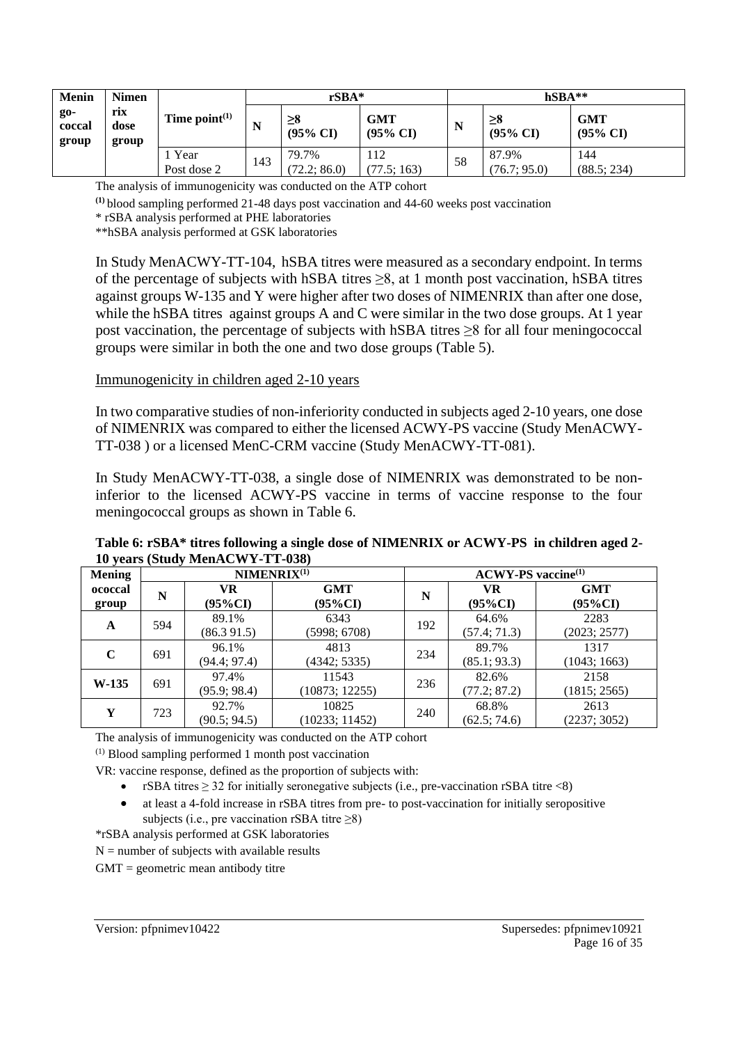| Menin go-coccal group | Nimenrix dose group | Time point[(1)] | rSBA* | | | hSBA** | | |
|---|---|---|---|---|---|---|---|---|
| | | | N | ≥8 (95% CI) | GMT (95% CI) | N | ≥8 (95% CI) | GMT (95% CI) |
| | | 1 Year Post dose 2 | 143 | 79.7% (72.2; 86.0) | 112 (77.5; 163) | 58 | 87.9% (76.7; 95.0) | 144 (88.5; 234) |

The analysis of immunogenicity was conducted on the ATP cohort

[(1)] blood sampling performed 21-48 days post vaccination and 44-60 weeks post vaccination

\* rSBA analysis performed at PHE laboratories

\*\*hSBA analysis performed at GSK laboratories

In Study MenACWY-TT-104, hSBA titres were measured as a secondary endpoint. In terms of the percentage of subjects with hSBA titres ≥8, at 1 month post vaccination, hSBA titres against groups W-135 and Y were higher after two doses of NIMENRIX than after one dose, while the hSBA titres against groups A and C were similar in the two dose groups. At 1 year post vaccination, the percentage of subjects with hSBA titres ≥8 for all four meningococcal groups were similar in both the one and two dose groups (Table 5).

Immunogenicity in children aged 2-10 years

In two comparative studies of non-inferiority conducted in subjects aged 2-10 years, one dose of NIMENRIX was compared to either the licensed ACWY-PS vaccine (Study MenACWY-TT-038 ) or a licensed MenC-CRM vaccine (Study MenACWY-TT-081).

In Study MenACWY-TT-038, a single dose of NIMENRIX was demonstrated to be non-inferior to the licensed ACWY-PS vaccine in terms of vaccine response to the four meningococcal groups as shown in Table 6.

**Table 6: rSBA\* titres following a single dose of NIMENRIX or ACWY-PS in children aged 2-10 years (Study MenACWY-TT-038)**

| Meningococcal group | NIMENRIX[(1)] | | | ACWY-PS vaccine[(1)] | | |
|---|---|---|---|---|---|---|
| | N | VR (95%CI) | GMT (95%CI) | N | VR (95%CI) | GMT (95%CI) |
| A | 594 | 89.1% (86.3 91.5) | 6343 (5998; 6708) | 192 | 64.6% (57.4; 71.3) | 2283 (2023; 2577) |
| C | 691 | 96.1% (94.4; 97.4) | 4813 (4342; 5335) | 234 | 89.7% (85.1; 93.3) | 1317 (1043; 1663) |
| W-135 | 691 | 97.4% (95.9; 98.4) | 11543 (10873; 12255) | 236 | 82.6% (77.2; 87.2) | 2158 (1815; 2565) |
| Y | 723 | 92.7% (90.5; 94.5) | 10825 (10233; 11452) | 240 | 68.8% (62.5; 74.6) | 2613 (2237; 3052) |

The analysis of immunogenicity was conducted on the ATP cohort

[(1)] Blood sampling performed 1 month post vaccination

VR: vaccine response, defined as the proportion of subjects with:

- rSBA titres ≥ 32 for initially seronegative subjects (i.e., pre-vaccination rSBA titre <8)
- at least a 4-fold increase in rSBA titres from pre- to post-vaccination for initially seropositive subjects (i.e., pre vaccination rSBA titre ≥8)

\*rSBA analysis performed at GSK laboratories

N = number of subjects with available results

GMT = geometric mean antibody titre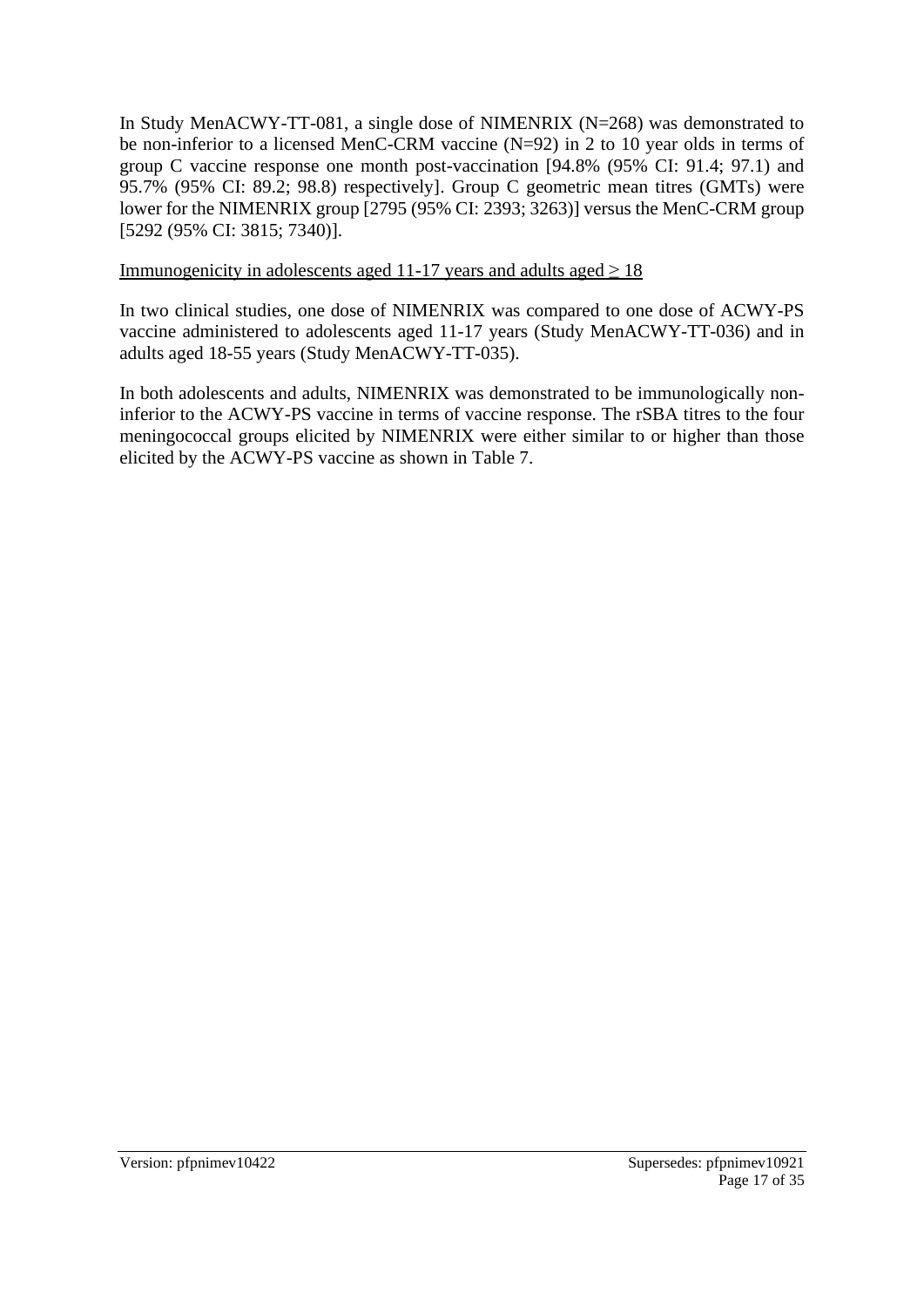In Study MenACWY-TT-081, a single dose of NIMENRIX (N=268) was demonstrated to be non-inferior to a licensed MenC-CRM vaccine (N=92) in 2 to 10 year olds in terms of group C vaccine response one month post-vaccination [94.8% (95% CI: 91.4; 97.1) and 95.7% (95% CI: 89.2; 98.8) respectively]. Group C geometric mean titres (GMTs) were lower for the NIMENRIX group [2795 (95% CI: 2393; 3263)] versus the MenC-CRM group [5292 (95% CI: 3815; 7340)].

<u>Immunogenicity in adolescents aged 11-17 years and adults aged ≥ 18</u>

In two clinical studies, one dose of NIMENRIX was compared to one dose of ACWY-PS vaccine administered to adolescents aged 11-17 years (Study MenACWY-TT-036) and in adults aged 18-55 years (Study MenACWY-TT-035).

In both adolescents and adults, NIMENRIX was demonstrated to be immunologically non-inferior to the ACWY-PS vaccine in terms of vaccine response. The rSBA titres to the four meningococcal groups elicited by NIMENRIX were either similar to or higher than those elicited by the ACWY-PS vaccine as shown in Table 7.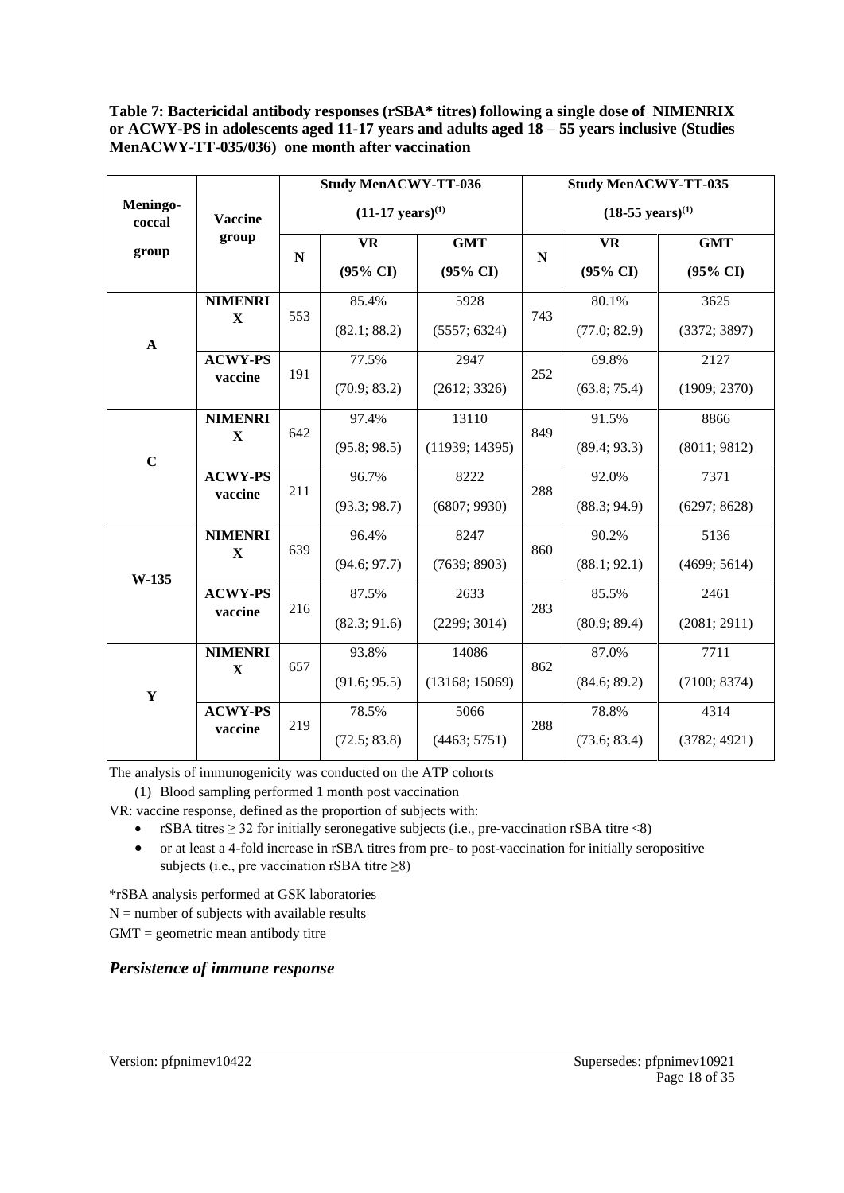**Table 7: Bactericidal antibody responses (rSBA* titres) following a single dose of NIMENRIX or ACWY-PS in adolescents aged 11-17 years and adults aged 18 – 55 years inclusive (Studies MenACWY-TT-035/036) one month after vaccination**

| Meningo-coccal group | Vaccine group | Study MenACWY-TT-036 (11-17 years)[(1)] | | | Study MenACWY-TT-035 (18-55 years)[(1)] | | |
|---|---|---|---|---|---|---|---|
| | | N | VR (95% CI) | GMT (95% CI) | N | VR (95% CI) | GMT (95% CI) |
| A | NIMENRIX | 553 | 85.4% (82.1; 88.2) | 5928 (5557; 6324) | 743 | 80.1% (77.0; 82.9) | 3625 (3372; 3897) |
| | ACWY-PS vaccine | 191 | 77.5% (70.9; 83.2) | 2947 (2612; 3326) | 252 | 69.8% (63.8; 75.4) | 2127 (1909; 2370) |
| C | NIMENRIX | 642 | 97.4% (95.8; 98.5) | 13110 (11939; 14395) | 849 | 91.5% (89.4; 93.3) | 8866 (8011; 9812) |
| | ACWY-PS vaccine | 211 | 96.7% (93.3; 98.7) | 8222 (6807; 9930) | 288 | 92.0% (88.3; 94.9) | 7371 (6297; 8628) |
| W-135 | NIMENRIX | 639 | 96.4% (94.6; 97.7) | 8247 (7639; 8903) | 860 | 90.2% (88.1; 92.1) | 5136 (4699; 5614) |
| | ACWY-PS vaccine | 216 | 87.5% (82.3; 91.6) | 2633 (2299; 3014) | 283 | 85.5% (80.9; 89.4) | 2461 (2081; 2911) |
| Y | NIMENRIX | 657 | 93.8% (91.6; 95.5) | 14086 (13168; 15069) | 862 | 87.0% (84.6; 89.2) | 7711 (7100; 8374) |
| | ACWY-PS vaccine | 219 | 78.5% (72.5; 83.8) | 5066 (4463; 5751) | 288 | 78.8% (73.6; 83.4) | 4314 (3782; 4921) |

The analysis of immunogenicity was conducted on the ATP cohorts

(1) Blood sampling performed 1 month post vaccination

VR: vaccine response, defined as the proportion of subjects with:

- rSBA titres ≥ 32 for initially seronegative subjects (i.e., pre-vaccination rSBA titre <8)
- or at least a 4-fold increase in rSBA titres from pre- to post-vaccination for initially seropositive subjects (i.e., pre vaccination rSBA titre ≥8)

*rSBA analysis performed at GSK laboratories

N = number of subjects with available results

GMT = geometric mean antibody titre

### *Persistence of immune response*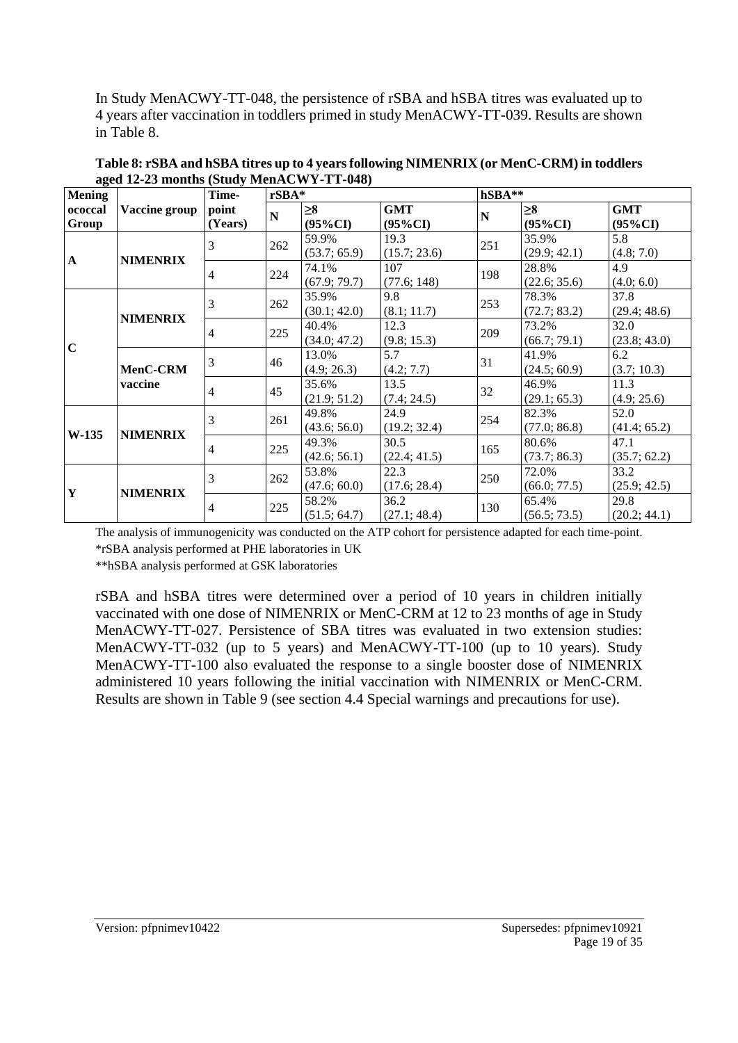In Study MenACWY-TT-048, the persistence of rSBA and hSBA titres was evaluated up to 4 years after vaccination in toddlers primed in study MenACWY-TT-039. Results are shown in Table 8.

**Table 8: rSBA and hSBA titres up to 4 years following NIMENRIX (or MenC-CRM) in toddlers aged 12-23 months (Study MenACWY-TT-048)**

| Meningococcal Group | Vaccine group | Time-point (Years) | rSBA* | | | hSBA** | | |
|---|---|---|---|---|---|---|---|---|
| | | | N | ≥8 (95%CI) | GMT (95%CI) | N | ≥8 (95%CI) | GMT (95%CI) |
| A | NIMENRIX | 3 | 262 | 59.9% (53.7; 65.9) | 19.3 (15.7; 23.6) | 251 | 35.9% (29.9; 42.1) | 5.8 (4.8; 7.0) |
| | | 4 | 224 | 74.1% (67.9; 79.7) | 107 (77.6; 148) | 198 | 28.8% (22.6; 35.6) | 4.9 (4.0; 6.0) |
| C | NIMENRIX | 3 | 262 | 35.9% (30.1; 42.0) | 9.8 (8.1; 11.7) | 253 | 78.3% (72.7; 83.2) | 37.8 (29.4; 48.6) |
| | | 4 | 225 | 40.4% (34.0; 47.2) | 12.3 (9.8; 15.3) | 209 | 73.2% (66.7; 79.1) | 32.0 (23.8; 43.0) |
| | MenC-CRM vaccine | 3 | 46 | 13.0% (4.9; 26.3) | 5.7 (4.2; 7.7) | 31 | 41.9% (24.5; 60.9) | 6.2 (3.7; 10.3) |
| | | 4 | 45 | 35.6% (21.9; 51.2) | 13.5 (7.4; 24.5) | 32 | 46.9% (29.1; 65.3) | 11.3 (4.9; 25.6) |
| W-135 | NIMENRIX | 3 | 261 | 49.8% (43.6; 56.0) | 24.9 (19.2; 32.4) | 254 | 82.3% (77.0; 86.8) | 52.0 (41.4; 65.2) |
| | | 4 | 225 | 49.3% (42.6; 56.1) | 30.5 (22.4; 41.5) | 165 | 80.6% (73.7; 86.3) | 47.1 (35.7; 62.2) |
| Y | NIMENRIX | 3 | 262 | 53.8% (47.6; 60.0) | 22.3 (17.6; 28.4) | 250 | 72.0% (66.0; 77.5) | 33.2 (25.9; 42.5) |
| | | 4 | 225 | 58.2% (51.5; 64.7) | 36.2 (27.1; 48.4) | 130 | 65.4% (56.5; 73.5) | 29.8 (20.2; 44.1) |

The analysis of immunogenicity was conducted on the ATP cohort for persistence adapted for each time-point.
*rSBA analysis performed at PHE laboratories in UK
**hSBA analysis performed at GSK laboratories

rSBA and hSBA titres were determined over a period of 10 years in children initially vaccinated with one dose of NIMENRIX or MenC-CRM at 12 to 23 months of age in Study MenACWY-TT-027. Persistence of SBA titres was evaluated in two extension studies: MenACWY-TT-032 (up to 5 years) and MenACWY-TT-100 (up to 10 years). Study MenACWY-TT-100 also evaluated the response to a single booster dose of NIMENRIX administered 10 years following the initial vaccination with NIMENRIX or MenC-CRM. Results are shown in Table 9 (see section 4.4 Special warnings and precautions for use).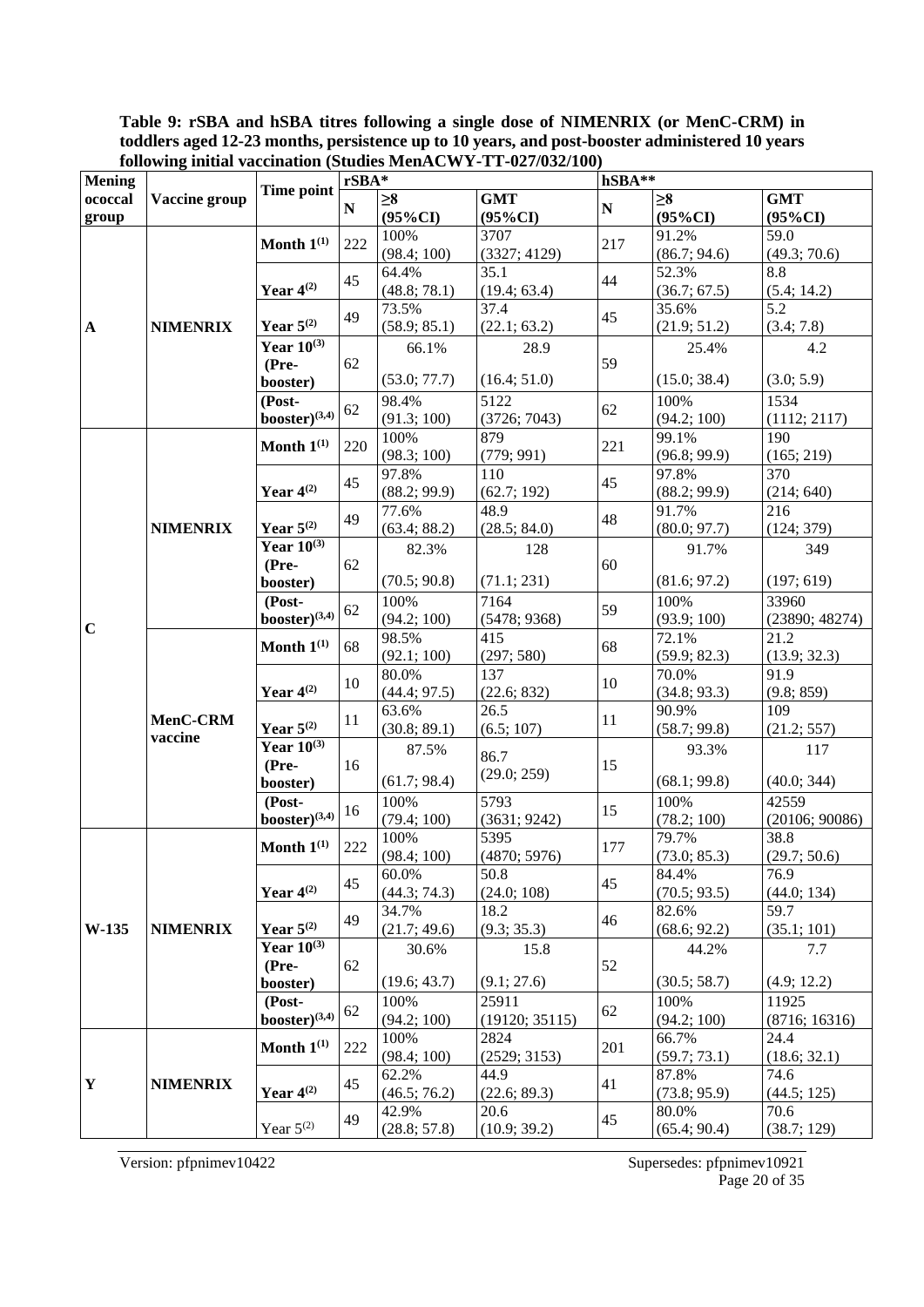**Table 9: rSBA and hSBA titres following a single dose of NIMENRIX (or MenC-CRM) in toddlers aged 12-23 months, persistence up to 10 years, and post-booster administered 10 years following initial vaccination (Studies MenACWY-TT-027/032/100)**

| Meningococcal group | Vaccine group | Time point | rSBA* | | | hSBA** | | |
|---|---|---|---|---|---|---|---|---|
| | | | N | ≥8 (95%CI) | GMT (95%CI) | N | ≥8 (95%CI) | GMT (95%CI) |
| A | NIMENRIX | Month 1(1) | 222 | 100% (98.4; 100) | 3707 (3327; 4129) | 217 | 91.2% (86.7; 94.6) | 59.0 (49.3; 70.6) |
| | | Year 4(2) | 45 | 64.4% (48.8; 78.1) | 35.1 (19.4; 63.4) | 44 | 52.3% (36.7; 67.5) | 8.8 (5.4; 14.2) |
| | | Year 5(2) | 49 | 73.5% (58.9; 85.1) | 37.4 (22.1; 63.2) | 45 | 35.6% (21.9; 51.2) | 5.2 (3.4; 7.8) |
| | | Year 10(3) (Pre-booster) | 62 | 66.1% (53.0; 77.7) | 28.9 (16.4; 51.0) | 59 | 25.4% (15.0; 38.4) | 4.2 (3.0; 5.9) |
| | | (Post-booster)(3,4) | 62 | 98.4% (91.3; 100) | 5122 (3726; 7043) | 62 | 100% (94.2; 100) | 1534 (1112; 2117) |
| C | NIMENRIX | Month 1(1) | 220 | 100% (98.3; 100) | 879 (779; 991) | 221 | 99.1% (96.8; 99.9) | 190 (165; 219) |
| | | Year 4(2) | 45 | 97.8% (88.2; 99.9) | 110 (62.7; 192) | 45 | 97.8% (88.2; 99.9) | 370 (214; 640) |
| | | Year 5(2) | 49 | 77.6% (63.4; 88.2) | 48.9 (28.5; 84.0) | 48 | 91.7% (80.0; 97.7) | 216 (124; 379) |
| | | Year 10(3) (Pre-booster) | 62 | 82.3% (70.5; 90.8) | 128 (71.1; 231) | 60 | 91.7% (81.6; 97.2) | 349 (197; 619) |
| | | (Post-booster)(3,4) | 62 | 100% (94.2; 100) | 7164 (5478; 9368) | 59 | 100% (93.9; 100) | 33960 (23890; 48274) |
| | MenC-CRM vaccine | Month 1(1) | 68 | 98.5% (92.1; 100) | 415 (297; 580) | 68 | 72.1% (59.9; 82.3) | 21.2 (13.9; 32.3) |
| | | Year 4(2) | 10 | 80.0% (44.4; 97.5) | 137 (22.6; 832) | 10 | 70.0% (34.8; 93.3) | 91.9 (9.8; 859) |
| | | Year 5(2) | 11 | 63.6% (30.8; 89.1) | 26.5 (6.5; 107) | 11 | 90.9% (58.7; 99.8) | 109 (21.2; 557) |
| | | Year 10(3) (Pre-booster) | 16 | 87.5% (61.7; 98.4) | 86.7 (29.0; 259) | 15 | 93.3% (68.1; 99.8) | 117 (40.0; 344) |
| | | (Post-booster)(3,4) | 16 | 100% (79.4; 100) | 5793 (3631; 9242) | 15 | 100% (78.2; 100) | 42559 (20106; 90086) |
| W-135 | NIMENRIX | Month 1(1) | 222 | 100% (98.4; 100) | 5395 (4870; 5976) | 177 | 79.7% (73.0; 85.3) | 38.8 (29.7; 50.6) |
| | | Year 4(2) | 45 | 60.0% (44.3; 74.3) | 50.8 (24.0; 108) | 45 | 84.4% (70.5; 93.5) | 76.9 (44.0; 134) |
| | | Year 5(2) | 49 | 34.7% (21.7; 49.6) | 18.2 (9.3; 35.3) | 46 | 82.6% (68.6; 92.2) | 59.7 (35.1; 101) |
| | | Year 10(3) (Pre-booster) | 62 | 30.6% (19.6; 43.7) | 15.8 (9.1; 27.6) | 52 | 44.2% (30.5; 58.7) | 7.7 (4.9; 12.2) |
| | | (Post-booster)(3,4) | 62 | 100% (94.2; 100) | 25911 (19120; 35115) | 62 | 100% (94.2; 100) | 11925 (8716; 16316) |
| Y | NIMENRIX | Month 1(1) | 222 | 100% (98.4; 100) | 2824 (2529; 3153) | 201 | 66.7% (59.7; 73.1) | 24.4 (18.6; 32.1) |
| | | Year 4(2) | 45 | 62.2% (46.5; 76.2) | 44.9 (22.6; 89.3) | 41 | 87.8% (73.8; 95.9) | 74.6 (44.5; 125) |
| | | Year 5(2) | 49 | 42.9% (28.8; 57.8) | 20.6 (10.9; 39.2) | 45 | 80.0% (65.4; 90.4) | 70.6 (38.7; 129) |

Version: pfpnimev10422 Supersedes: pfpnimev10921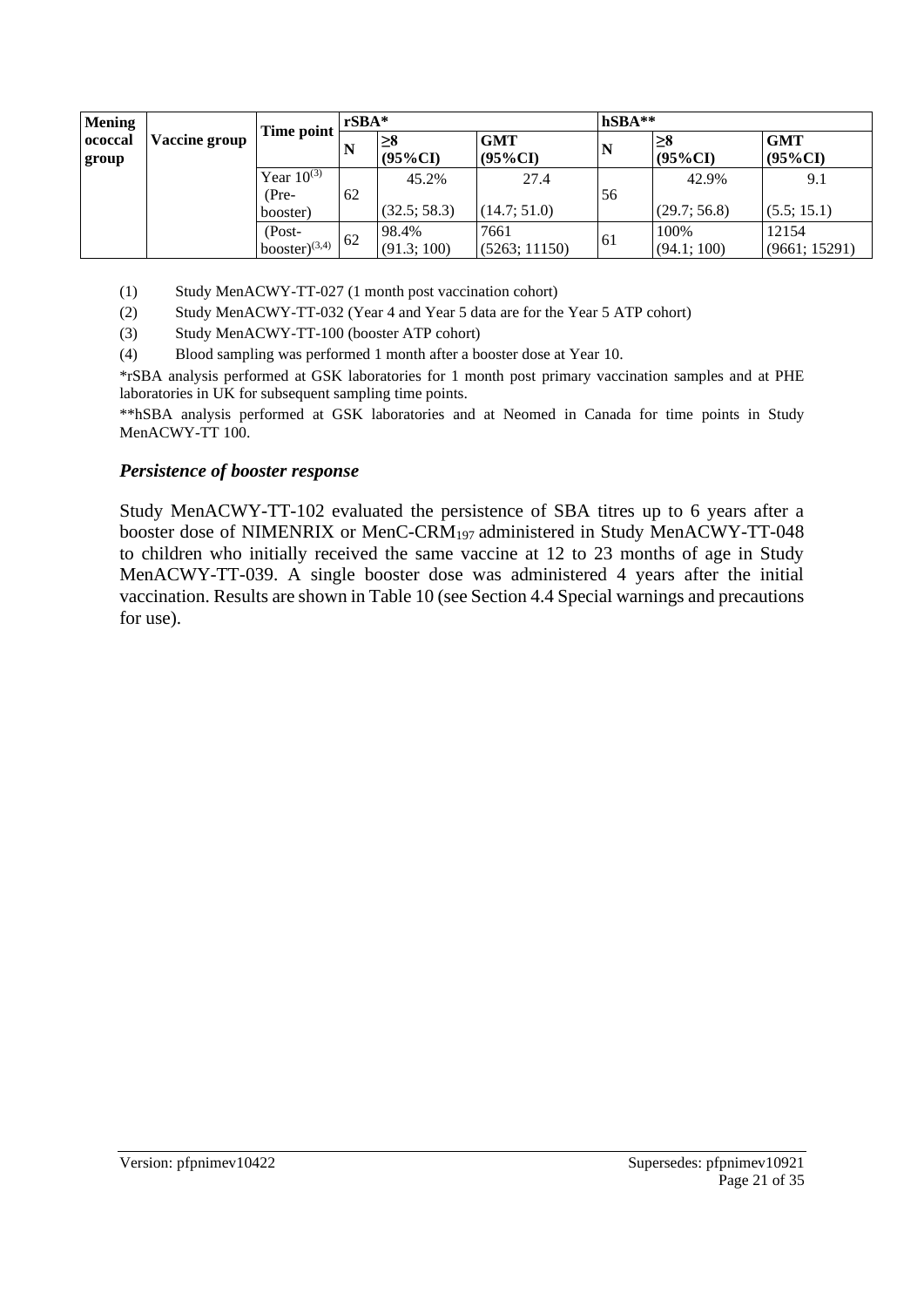| Meningococcal group | Vaccine group | Time point | rSBA* | | | hSBA** | | |
|---|---|---|---|---|---|---|---|---|
| | | | N | ≥8 (95%CI) | GMT (95%CI) | N | ≥8 (95%CI) | GMT (95%CI) |
| | | Year 10(3) (Pre-booster) | 62 | 45.2% (32.5; 58.3) | 27.4 (14.7; 51.0) | 56 | 42.9% (29.7; 56.8) | 9.1 (5.5; 15.1) |
| | | (Post-booster)(3,4) | 62 | 98.4% (91.3; 100) | 7661 (5263; 11150) | 61 | 100% (94.1; 100) | 12154 (9661; 15291) |

(1) Study MenACWY-TT-027 (1 month post vaccination cohort)

(2) Study MenACWY-TT-032 (Year 4 and Year 5 data are for the Year 5 ATP cohort)

(3) Study MenACWY-TT-100 (booster ATP cohort)

(4) Blood sampling was performed 1 month after a booster dose at Year 10.

*rSBA analysis performed at GSK laboratories for 1 month post primary vaccination samples and at PHE laboratories in UK for subsequent sampling time points.

**hSBA analysis performed at GSK laboratories and at Neomed in Canada for time points in Study MenACWY-TT 100.

### *Persistence of booster response*

Study MenACWY-TT-102 evaluated the persistence of SBA titres up to 6 years after a booster dose of NIMENRIX or MenC-$CRM_{197}$ administered in Study MenACWY-TT-048 to children who initially received the same vaccine at 12 to 23 months of age in Study MenACWY-TT-039. A single booster dose was administered 4 years after the initial vaccination. Results are shown in Table 10 (see Section 4.4 Special warnings and precautions for use).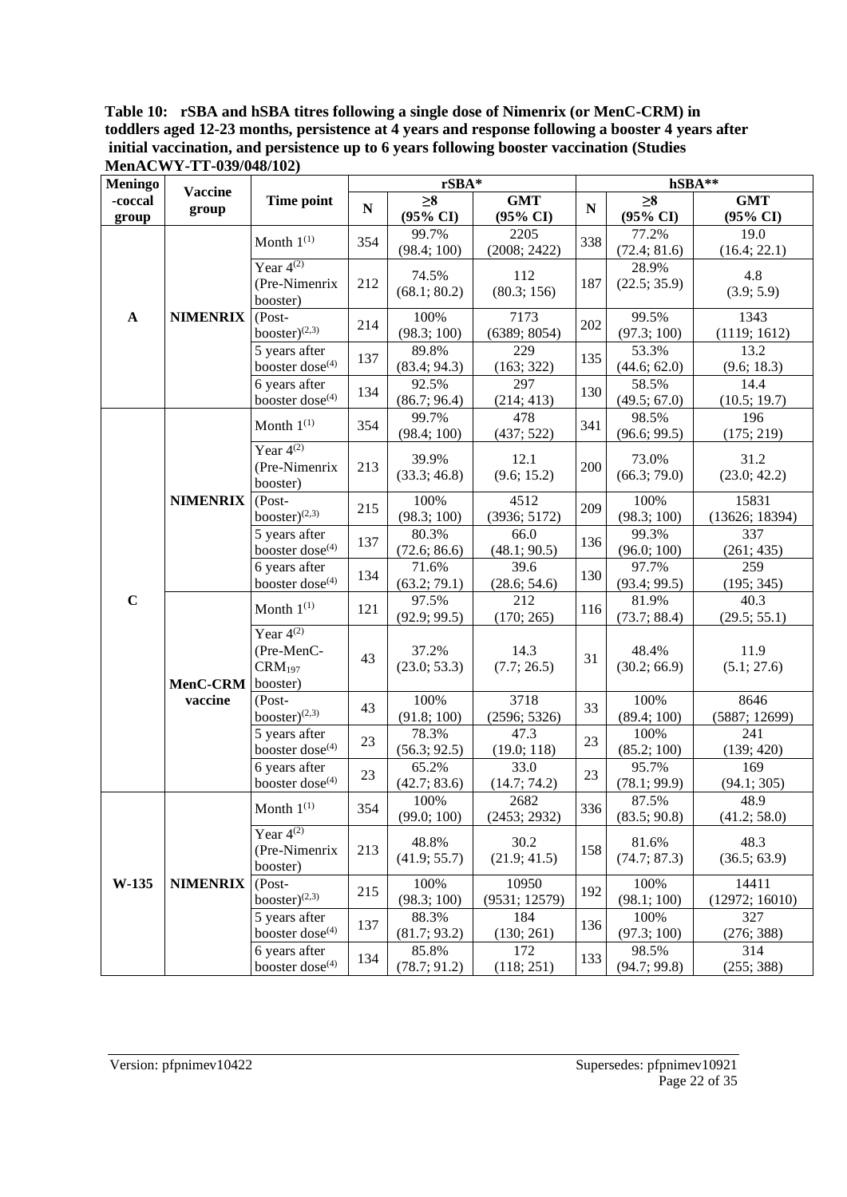**Table 10: rSBA and hSBA titres following a single dose of Nimenrix (or MenC-CRM) in toddlers aged 12-23 months, persistence at 4 years and response following a booster 4 years after initial vaccination, and persistence up to 6 years following booster vaccination (Studies MenACWY-TT-039/048/102)**

| Meningo-coccal group | Vaccine group | Time point | rSBA* | | | hSBA** | | |
|---|---|---|---|---|---|---|---|---|
| | | | N | ≥8 (95% CI) | GMT (95% CI) | N | ≥8 (95% CI) | GMT (95% CI) |
| A | NIMENRIX | Month 1[(1)] | 354 | 99.7% (98.4; 100) | 2205 (2008; 2422) | 338 | 77.2% (72.4; 81.6) | 19.0 (16.4; 22.1) |
| | | Year 4[(2)] (Pre-Nimenrix booster) | 212 | 74.5% (68.1; 80.2) | 112 (80.3; 156) | 187 | 28.9% (22.5; 35.9) | 4.8 (3.9; 5.9) |
| | | (Post-booster)[(2,3)] | 214 | 100% (98.3; 100) | 7173 (6389; 8054) | 202 | 99.5% (97.3; 100) | 1343 (1119; 1612) |
| | | 5 years after booster dose[(4)] | 137 | 89.8% (83.4; 94.3) | 229 (163; 322) | 135 | 53.3% (44.6; 62.0) | 13.2 (9.6; 18.3) |
| | | 6 years after booster dose[(4)] | 134 | 92.5% (86.7; 96.4) | 297 (214; 413) | 130 | 58.5% (49.5; 67.0) | 14.4 (10.5; 19.7) |
| C | NIMENRIX | Month 1[(1)] | 354 | 99.7% (98.4; 100) | 478 (437; 522) | 341 | 98.5% (96.6; 99.5) | 196 (175; 219) |
| | | Year 4[(2)] (Pre-Nimenrix booster) | 213 | 39.9% (33.3; 46.8) | 12.1 (9.6; 15.2) | 200 | 73.0% (66.3; 79.0) | 31.2 (23.0; 42.2) |
| | | (Post-booster)[(2,3)] | 215 | 100% (98.3; 100) | 4512 (3936; 5172) | 209 | 100% (98.3; 100) | 15831 (13626; 18394) |
| | | 5 years after booster dose[(4)] | 137 | 80.3% (72.6; 86.6) | 66.0 (48.1; 90.5) | 136 | 99.3% (96.0; 100) | 337 (261; 435) |
| | | 6 years after booster dose[(4)] | 134 | 71.6% (63.2; 79.1) | 39.6 (28.6; 54.6) | 130 | 97.7% (93.4; 99.5) | 259 (195; 345) |
| | MenC-CRM vaccine | Month 1[(1)] | 121 | 97.5% (92.9; 99.5) | 212 (170; 265) | 116 | 81.9% (73.7; 88.4) | 40.3 (29.5; 55.1) |
| | | Year 4[(2)] (Pre-MenC-$CRM_{197}$ booster) | 43 | 37.2% (23.0; 53.3) | 14.3 (7.7; 26.5) | 31 | 48.4% (30.2; 66.9) | 11.9 (5.1; 27.6) |
| | | (Post-booster)[(2,3)] | 43 | 100% (91.8; 100) | 3718 (2596; 5326) | 33 | 100% (89.4; 100) | 8646 (5887; 12699) |
| | | 5 years after booster dose[(4)] | 23 | 78.3% (56.3; 92.5) | 47.3 (19.0; 118) | 23 | 100% (85.2; 100) | 241 (139; 420) |
| | | 6 years after booster dose[(4)] | 23 | 65.2% (42.7; 83.6) | 33.0 (14.7; 74.2) | 23 | 95.7% (78.1; 99.9) | 169 (94.1; 305) |
| W-135 | NIMENRIX | Month 1[(1)] | 354 | 100% (99.0; 100) | 2682 (2453; 2932) | 336 | 87.5% (83.5; 90.8) | 48.9 (41.2; 58.0) |
| | | Year 4[(2)] (Pre-Nimenrix booster) | 213 | 48.8% (41.9; 55.7) | 30.2 (21.9; 41.5) | 158 | 81.6% (74.7; 87.3) | 48.3 (36.5; 63.9) |
| | | (Post-booster)[(2,3)] | 215 | 100% (98.3; 100) | 10950 (9531; 12579) | 192 | 100% (98.1; 100) | 14411 (12972; 16010) |
| | | 5 years after booster dose[(4)] | 137 | 88.3% (81.7; 93.2) | 184 (130; 261) | 136 | 100% (97.3; 100) | 327 (276; 388) |
| | | 6 years after booster dose[(4)] | 134 | 85.8% (78.7; 91.2) | 172 (118; 251) | 133 | 98.5% (94.7; 99.8) | 314 (255; 388) |

Version: pfpnimev10422 Supersedes: pfpnimev10921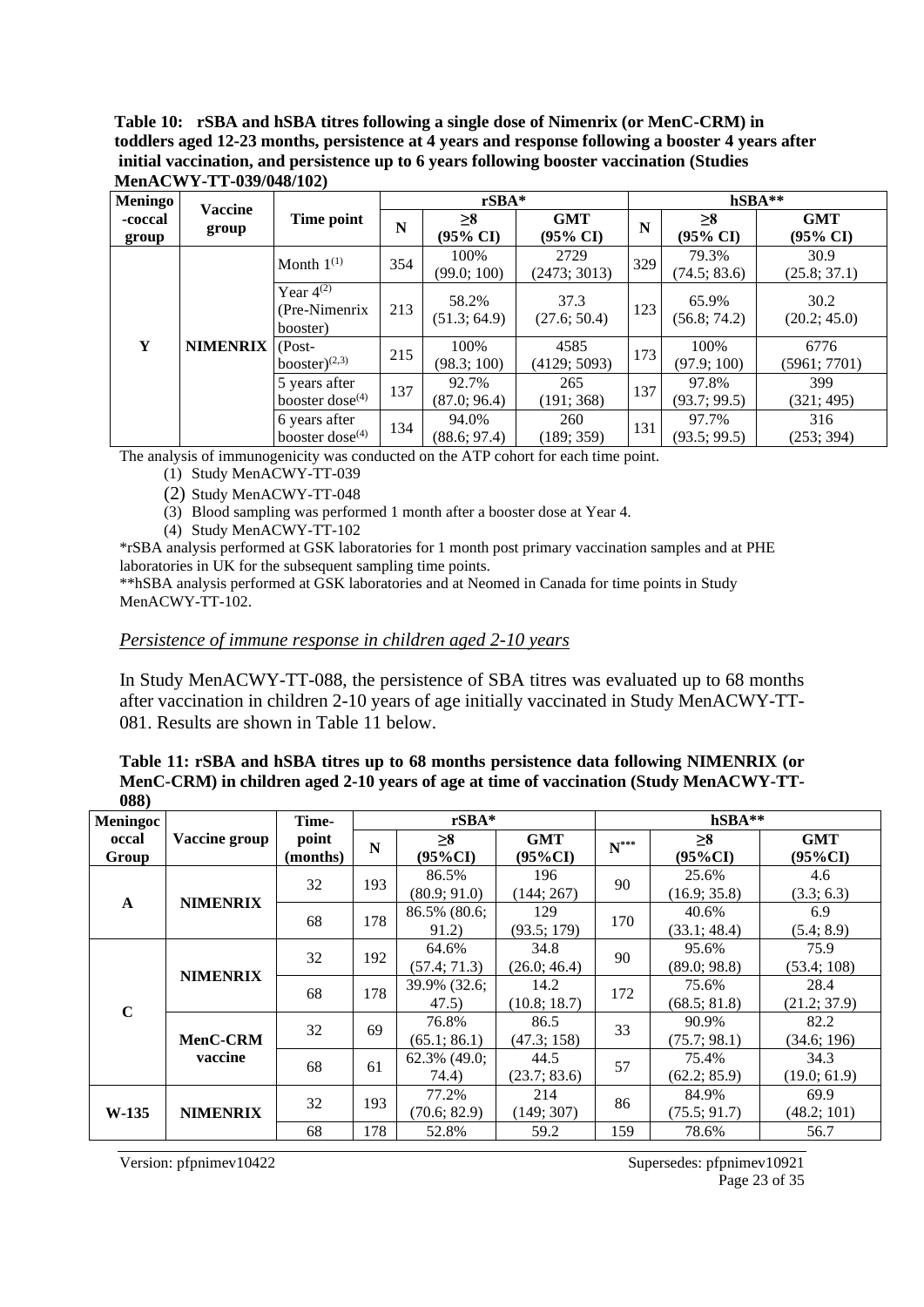**Table 10: rSBA and hSBA titres following a single dose of Nimenrix (or MenC-CRM) in toddlers aged 12-23 months, persistence at 4 years and response following a booster 4 years after initial vaccination, and persistence up to 6 years following booster vaccination (Studies MenACWY-TT-039/048/102)**

| Meningo-coccal group | Vaccine group | Time point | rSBA* | | | hSBA** | | |
|---|---|---|---|---|---|---|---|---|
| | | | N | ≥8 (95% CI) | GMT (95% CI) | N | ≥8 (95% CI) | GMT (95% CI) |
| Y | NIMENRIX | Month 1[(1)] | 354 | 100% (99.0; 100) | 2729 (2473; 3013) | 329 | 79.3% (74.5; 83.6) | 30.9 (25.8; 37.1) |
| | | Year 4[(2)] (Pre-Nimenrix booster) | 213 | 58.2% (51.3; 64.9) | 37.3 (27.6; 50.4) | 123 | 65.9% (56.8; 74.2) | 30.2 (20.2; 45.0) |
| | | (Post-booster)[(2,3)] | 215 | 100% (98.3; 100) | 4585 (4129; 5093) | 173 | 100% (97.9; 100) | 6776 (5961; 7701) |
| | | 5 years after booster dose[(4)] | 137 | 92.7% (87.0; 96.4) | 265 (191; 368) | 137 | 97.8% (93.7; 99.5) | 399 (321; 495) |
| | | 6 years after booster dose[(4)] | 134 | 94.0% (88.6; 97.4) | 260 (189; 359) | 131 | 97.7% (93.5; 99.5) | 316 (253; 394) |

The analysis of immunogenicity was conducted on the ATP cohort for each time point.

(1) Study MenACWY-TT-039

(2) Study MenACWY-TT-048

(3) Blood sampling was performed 1 month after a booster dose at Year 4.

(4) Study MenACWY-TT-102

*rSBA analysis performed at GSK laboratories for 1 month post primary vaccination samples and at PHE laboratories in UK for the subsequent sampling time points.

**hSBA analysis performed at GSK laboratories and at Neomed in Canada for time points in Study MenACWY-TT-102.

*Persistence of immune response in children aged 2-10 years*

In Study MenACWY-TT-088, the persistence of SBA titres was evaluated up to 68 months after vaccination in children 2-10 years of age initially vaccinated in Study MenACWY-TT-081. Results are shown in Table 11 below.

**Table 11: rSBA and hSBA titres up to 68 months persistence data following NIMENRIX (or MenC-CRM) in children aged 2-10 years of age at time of vaccination (Study MenACWY-TT-088)**

| Meningococcal Group | Vaccine group | Time-point (months) | rSBA* | | | hSBA** | | |
|---|---|---|---|---|---|---|---|---|
| | | | N | ≥8 (95%CI) | GMT (95%CI) | N*** | ≥8 (95%CI) | GMT (95%CI) |
| A | NIMENRIX | 32 | 193 | 86.5% (80.9; 91.0) | 196 (144; 267) | 90 | 25.6% (16.9; 35.8) | 4.6 (3.3; 6.3) |
| | | 68 | 178 | 86.5% (80.6; 91.2) | 129 (93.5; 179) | 170 | 40.6% (33.1; 48.4) | 6.9 (5.4; 8.9) |
| C | NIMENRIX | 32 | 192 | 64.6% (57.4; 71.3) | 34.8 (26.0; 46.4) | 90 | 95.6% (89.0; 98.8) | 75.9 (53.4; 108) |
| | | 68 | 178 | 39.9% (32.6; 47.5) | 14.2 (10.8; 18.7) | 172 | 75.6% (68.5; 81.8) | 28.4 (21.2; 37.9) |
| | MenC-CRM vaccine | 32 | 69 | 76.8% (65.1; 86.1) | 86.5 (47.3; 158) | 33 | 90.9% (75.7; 98.1) | 82.2 (34.6; 196) |
| | | 68 | 61 | 62.3% (49.0; 74.4) | 44.5 (23.7; 83.6) | 57 | 75.4% (62.2; 85.9) | 34.3 (19.0; 61.9) |
| W-135 | NIMENRIX | 32 | 193 | 77.2% (70.6; 82.9) | 214 (149; 307) | 86 | 84.9% (75.5; 91.7) | 69.9 (48.2; 101) |
| | | 68 | 178 | 52.8% | 59.2 | 159 | 78.6% | 56.7 |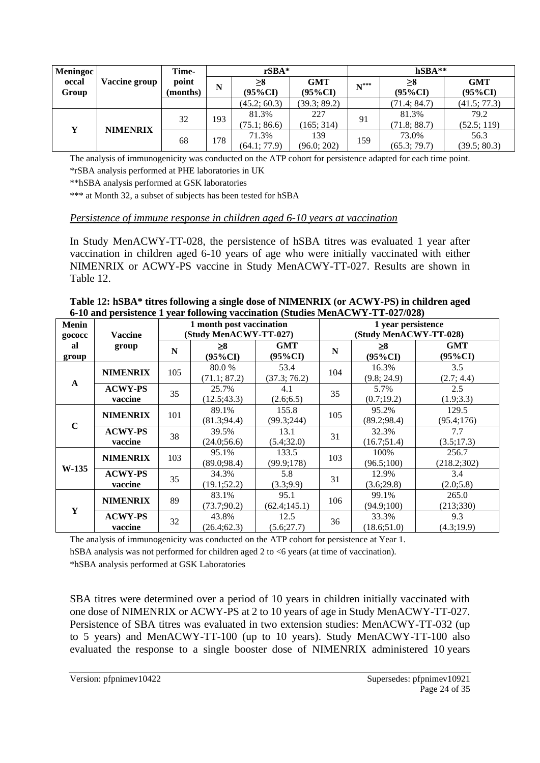| Meningococcal Group | Vaccine group | Time-point (months) | rSBA* | | | hSBA** | | |
|---|---|---|---|---|---|---|---|---|
| | | | N | ≥8 (95%CI) | GMT (95%CI) | N*** | ≥8 (95%CI) | GMT (95%CI) |
| | | | | (45.2; 60.3) | (39.3; 89.2) | | (71.4; 84.7) | (41.5; 77.3) |
| Y | NIMENRIX | 32 | 193 | 81.3% (75.1; 86.6) | 227 (165; 314) | 91 | 81.3% (71.8; 88.7) | 79.2 (52.5; 119) |
| | | 68 | 178 | 71.3% (64.1; 77.9) | 139 (96.0; 202) | 159 | 73.0% (65.3; 79.7) | 56.3 (39.5; 80.3) |

The analysis of immunogenicity was conducted on the ATP cohort for persistence adapted for each time point.

*rSBA analysis performed at PHE laboratories in UK

**hSBA analysis performed at GSK laboratories

*** at Month 32, a subset of subjects has been tested for hSBA

*Persistence of immune response in children aged 6-10 years at vaccination*

In Study MenACWY-TT-028, the persistence of hSBA titres was evaluated 1 year after vaccination in children aged 6-10 years of age who were initially vaccinated with either NIMENRIX or ACWY-PS vaccine in Study MenACWY-TT-027. Results are shown in Table 12.

**Table 12: hSBA* titres following a single dose of NIMENRIX (or ACWY-PS) in children aged 6-10 and persistence 1 year following vaccination (Studies MenACWY-TT-027/028)**

| Meningococcal group | Vaccine group | 1 month post vaccination (Study MenACWY-TT-027) | | | 1 year persistence (Study MenACWY-TT-028) | | |
|---|---|---|---|---|---|---|---|
| | | N | ≥8 (95%CI) | GMT (95%CI) | N | ≥8 (95%CI) | GMT (95%CI) |
| A | NIMENRIX | 105 | 80.0 % (71.1; 87.2) | 53.4 (37.3; 76.2) | 104 | 16.3% (9.8; 24.9) | 3.5 (2.7; 4.4) |
| | ACWY-PS vaccine | 35 | 25.7% (12.5;43.3) | 4.1 (2.6;6.5) | 35 | 5.7% (0.7;19.2) | 2.5 (1.9;3.3) |
| C | NIMENRIX | 101 | 89.1% (81.3;94.4) | 155.8 (99.3;244) | 105 | 95.2% (89.2;98.4) | 129.5 (95.4;176) |
| | ACWY-PS vaccine | 38 | 39.5% (24.0;56.6) | 13.1 (5.4;32.0) | 31 | 32.3% (16.7;51.4) | 7.7 (3.5;17.3) |
| W-135 | NIMENRIX | 103 | 95.1% (89.0;98.4) | 133.5 (99.9;178) | 103 | 100% (96.5;100) | 256.7 (218.2;302) |
| | ACWY-PS vaccine | 35 | 34.3% (19.1;52.2) | 5.8 (3.3;9.9) | 31 | 12.9% (3.6;29.8) | 3.4 (2.0;5.8) |
| Y | NIMENRIX | 89 | 83.1% (73.7;90.2) | 95.1 (62.4;145.1) | 106 | 99.1% (94.9;100) | 265.0 (213;330) |
| | ACWY-PS vaccine | 32 | 43.8% (26.4;62.3) | 12.5 (5.6;27.7) | 36 | 33.3% (18.6;51.0) | 9.3 (4.3;19.9) |

The analysis of immunogenicity was conducted on the ATP cohort for persistence at Year 1.

hSBA analysis was not performed for children aged 2 to <6 years (at time of vaccination).

*hSBA analysis performed at GSK Laboratories

SBA titres were determined over a period of 10 years in children initially vaccinated with one dose of NIMENRIX or ACWY-PS at 2 to 10 years of age in Study MenACWY-TT-027. Persistence of SBA titres was evaluated in two extension studies: MenACWY-TT-032 (up to 5 years) and MenACWY-TT-100 (up to 10 years). Study MenACWY-TT-100 also evaluated the response to a single booster dose of NIMENRIX administered 10 years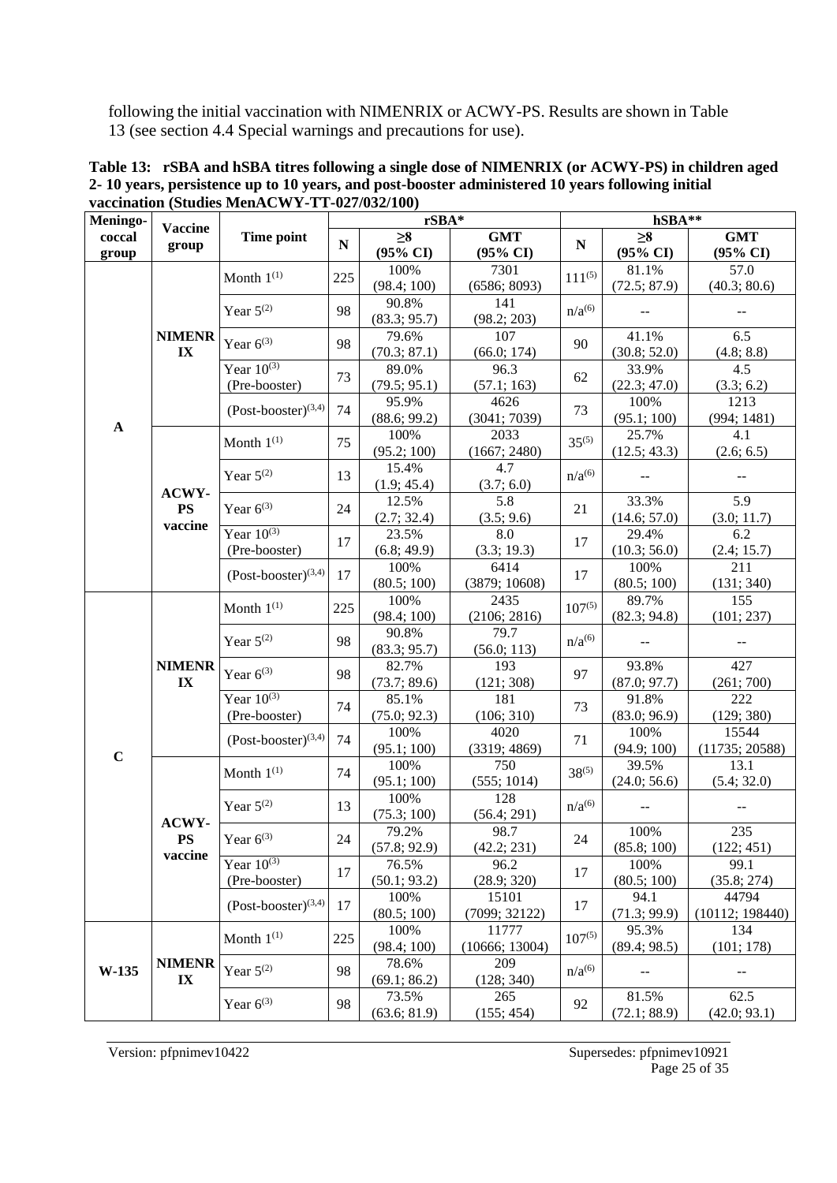following the initial vaccination with NIMENRIX or ACWY-PS. Results are shown in Table 13 (see section 4.4 Special warnings and precautions for use).

**Table 13: rSBA and hSBA titres following a single dose of NIMENRIX (or ACWY-PS) in children aged 2- 10 years, persistence up to 10 years, and post-booster administered 10 years following initial vaccination (Studies MenACWY-TT-027/032/100)**

| Meningo-coccal group | Vaccine group | Time point | rSBA* | | | hSBA** | | |
|---|---|---|---|---|---|---|---|---|
| | | | N | ≥8 (95% CI) | GMT (95% CI) | N | ≥8 (95% CI) | GMT (95% CI) |
| A | NIMENRIX | Month 1(1) | 225 | 100% (98.4; 100) | 7301 (6586; 8093) | 111(5) | 81.1% (72.5; 87.9) | 57.0 (40.3; 80.6) |
| | | Year 5(2) | 98 | 90.8% (83.3; 95.7) | 141 (98.2; 203) | n/a(6) | -- | -- |
| | | Year 6(3) | 98 | 79.6% (70.3; 87.1) | 107 (66.0; 174) | 90 | 41.1% (30.8; 52.0) | 6.5 (4.8; 8.8) |
| | | Year 10(3) (Pre-booster) | 73 | 89.0% (79.5; 95.1) | 96.3 (57.1; 163) | 62 | 33.9% (22.3; 47.0) | 4.5 (3.3; 6.2) |
| | | (Post-booster)(3,4) | 74 | 95.9% (88.6; 99.2) | 4626 (3041; 7039) | 73 | 100% (95.1; 100) | 1213 (994; 1481) |
| | ACWY-PS vaccine | Month 1(1) | 75 | 100% (95.2; 100) | 2033 (1667; 2480) | 35(5) | 25.7% (12.5; 43.3) | 4.1 (2.6; 6.5) |
| | | Year 5(2) | 13 | 15.4% (1.9; 45.4) | 4.7 (3.7; 6.0) | n/a(6) | -- | -- |
| | | Year 6(3) | 24 | 12.5% (2.7; 32.4) | 5.8 (3.5; 9.6) | 21 | 33.3% (14.6; 57.0) | 5.9 (3.0; 11.7) |
| | | Year 10(3) (Pre-booster) | 17 | 23.5% (6.8; 49.9) | 8.0 (3.3; 19.3) | 17 | 29.4% (10.3; 56.0) | 6.2 (2.4; 15.7) |
| | | (Post-booster)(3,4) | 17 | 100% (80.5; 100) | 6414 (3879; 10608) | 17 | 100% (80.5; 100) | 211 (131; 340) |
| C | NIMENRIX | Month 1(1) | 225 | 100% (98.4; 100) | 2435 (2106; 2816) | 107(5) | 89.7% (82.3; 94.8) | 155 (101; 237) |
| | | Year 5(2) | 98 | 90.8% (83.3; 95.7) | 79.7 (56.0; 113) | n/a(6) | -- | -- |
| | | Year 6(3) | 98 | 82.7% (73.7; 89.6) | 193 (121; 308) | 97 | 93.8% (87.0; 97.7) | 427 (261; 700) |
| | | Year 10(3) (Pre-booster) | 74 | 85.1% (75.0; 92.3) | 181 (106; 310) | 73 | 91.8% (83.0; 96.9) | 222 (129; 380) |
| | | (Post-booster)(3,4) | 74 | 100% (95.1; 100) | 4020 (3319; 4869) | 71 | 100% (94.9; 100) | 15544 (11735; 20588) |
| | ACWY-PS vaccine | Month 1(1) | 74 | 100% (95.1; 100) | 750 (555; 1014) | 38(5) | 39.5% (24.0; 56.6) | 13.1 (5.4; 32.0) |
| | | Year 5(2) | 13 | 100% (75.3; 100) | 128 (56.4; 291) | n/a(6) | -- | -- |
| | | Year 6(3) | 24 | 79.2% (57.8; 92.9) | 98.7 (42.2; 231) | 24 | 100% (85.8; 100) | 235 (122; 451) |
| | | Year 10(3) (Pre-booster) | 17 | 76.5% (50.1; 93.2) | 96.2 (28.9; 320) | 17 | 100% (80.5; 100) | 99.1 (35.8; 274) |
| | | (Post-booster)(3,4) | 17 | 100% (80.5; 100) | 15101 (7099; 32122) | 17 | 94.1 (71.3; 99.9) | 44794 (10112; 198440) |
| W-135 | NIMENRIX | Month 1(1) | 225 | 100% (98.4; 100) | 11777 (10666; 13004) | 107(5) | 95.3% (89.4; 98.5) | 134 (101; 178) |
| | | Year 5(2) | 98 | 78.6% (69.1; 86.2) | 209 (128; 340) | n/a(6) | -- | -- |
| | | Year 6(3) | 98 | 73.5% (63.6; 81.9) | 265 (155; 454) | 92 | 81.5% (72.1; 88.9) | 62.5 (42.0; 93.1) |

Version: pfpnimev10422 Supersedes: pfpnimev10921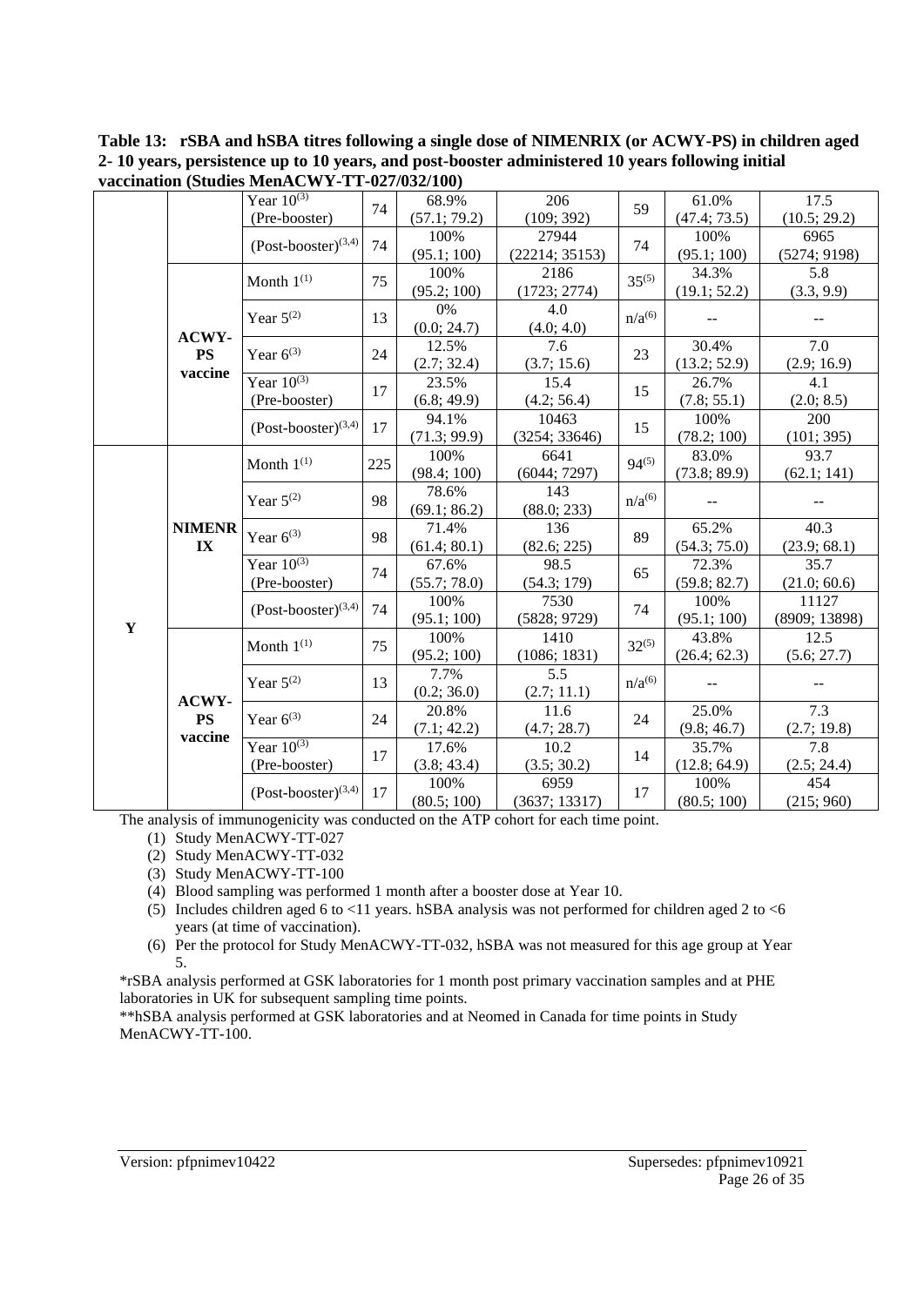**Table 13: rSBA and hSBA titres following a single dose of NIMENRIX (or ACWY-PS) in children aged 2- 10 years, persistence up to 10 years, and post-booster administered 10 years following initial vaccination (Studies MenACWY-TT-027/032/100)**

| | | | | | | | | |
|---|---|---|---|---|---|---|---|---|
| | | Year 10[3] (Pre-booster) | 74 | 68.9% (57.1; 79.2) | 206 (109; 392) | 59 | 61.0% (47.4; 73.5) | 17.5 (10.5; 29.2) |
| | | (Post-booster)[3,4] | 74 | 100% (95.1; 100) | 27944 (22214; 35153) | 74 | 100% (95.1; 100) | 6965 (5274; 9198) |
| | **ACWY-PS vaccine** | Month 1[1] | 75 | 100% (95.2; 100) | 2186 (1723; 2774) | 35[5] | 34.3% (19.1; 52.2) | 5.8 (3.3, 9.9) |
| | | Year 5[2] | 13 | 0% (0.0; 24.7) | 4.0 (4.0; 4.0) | n/a[6] | -- | -- |
| | | Year 6[3] | 24 | 12.5% (2.7; 32.4) | 7.6 (3.7; 15.6) | 23 | 30.4% (13.2; 52.9) | 7.0 (2.9; 16.9) |
| | | Year 10[3] (Pre-booster) | 17 | 23.5% (6.8; 49.9) | 15.4 (4.2; 56.4) | 15 | 26.7% (7.8; 55.1) | 4.1 (2.0; 8.5) |
| | | (Post-booster)[3,4] | 17 | 94.1% (71.3; 99.9) | 10463 (3254; 33646) | 15 | 100% (78.2; 100) | 200 (101; 395) |
| **Y** | **NIMENRIX** | Month 1[1] | 225 | 100% (98.4; 100) | 6641 (6044; 7297) | 94[5] | 83.0% (73.8; 89.9) | 93.7 (62.1; 141) |
| | | Year 5[2] | 98 | 78.6% (69.1; 86.2) | 143 (88.0; 233) | n/a[6] | -- | -- |
| | | Year 6[3] | 98 | 71.4% (61.4; 80.1) | 136 (82.6; 225) | 89 | 65.2% (54.3; 75.0) | 40.3 (23.9; 68.1) |
| | | Year 10[3] (Pre-booster) | 74 | 67.6% (55.7; 78.0) | 98.5 (54.3; 179) | 65 | 72.3% (59.8; 82.7) | 35.7 (21.0; 60.6) |
| | | (Post-booster)[3,4] | 74 | 100% (95.1; 100) | 7530 (5828; 9729) | 74 | 100% (95.1; 100) | 11127 (8909; 13898) |
| | **ACWY-PS vaccine** | Month 1[1] | 75 | 100% (95.2; 100) | 1410 (1086; 1831) | 32[5] | 43.8% (26.4; 62.3) | 12.5 (5.6; 27.7) |
| | | Year 5[2] | 13 | 7.7% (0.2; 36.0) | 5.5 (2.7; 11.1) | n/a[6] | -- | -- |
| | | Year 6[3] | 24 | 20.8% (7.1; 42.2) | 11.6 (4.7; 28.7) | 24 | 25.0% (9.8; 46.7) | 7.3 (2.7; 19.8) |
| | | Year 10[3] (Pre-booster) | 17 | 17.6% (3.8; 43.4) | 10.2 (3.5; 30.2) | 14 | 35.7% (12.8; 64.9) | 7.8 (2.5; 24.4) |
| | | (Post-booster)[3,4] | 17 | 100% (80.5; 100) | 6959 (3637; 13317) | 17 | 100% (80.5; 100) | 454 (215; 960) |

The analysis of immunogenicity was conducted on the ATP cohort for each time point.

(1) Study MenACWY-TT-027
(2) Study MenACWY-TT-032
(3) Study MenACWY-TT-100
(4) Blood sampling was performed 1 month after a booster dose at Year 10.
(5) Includes children aged 6 to <11 years. hSBA analysis was not performed for children aged 2 to <6 years (at time of vaccination).
(6) Per the protocol for Study MenACWY-TT-032, hSBA was not measured for this age group at Year 5.

*rSBA analysis performed at GSK laboratories for 1 month post primary vaccination samples and at PHE laboratories in UK for subsequent sampling time points.

**hSBA analysis performed at GSK laboratories and at Neomed in Canada for time points in Study MenACWY-TT-100.

Version: pfpnimev10422 Supersedes: pfpnimev10921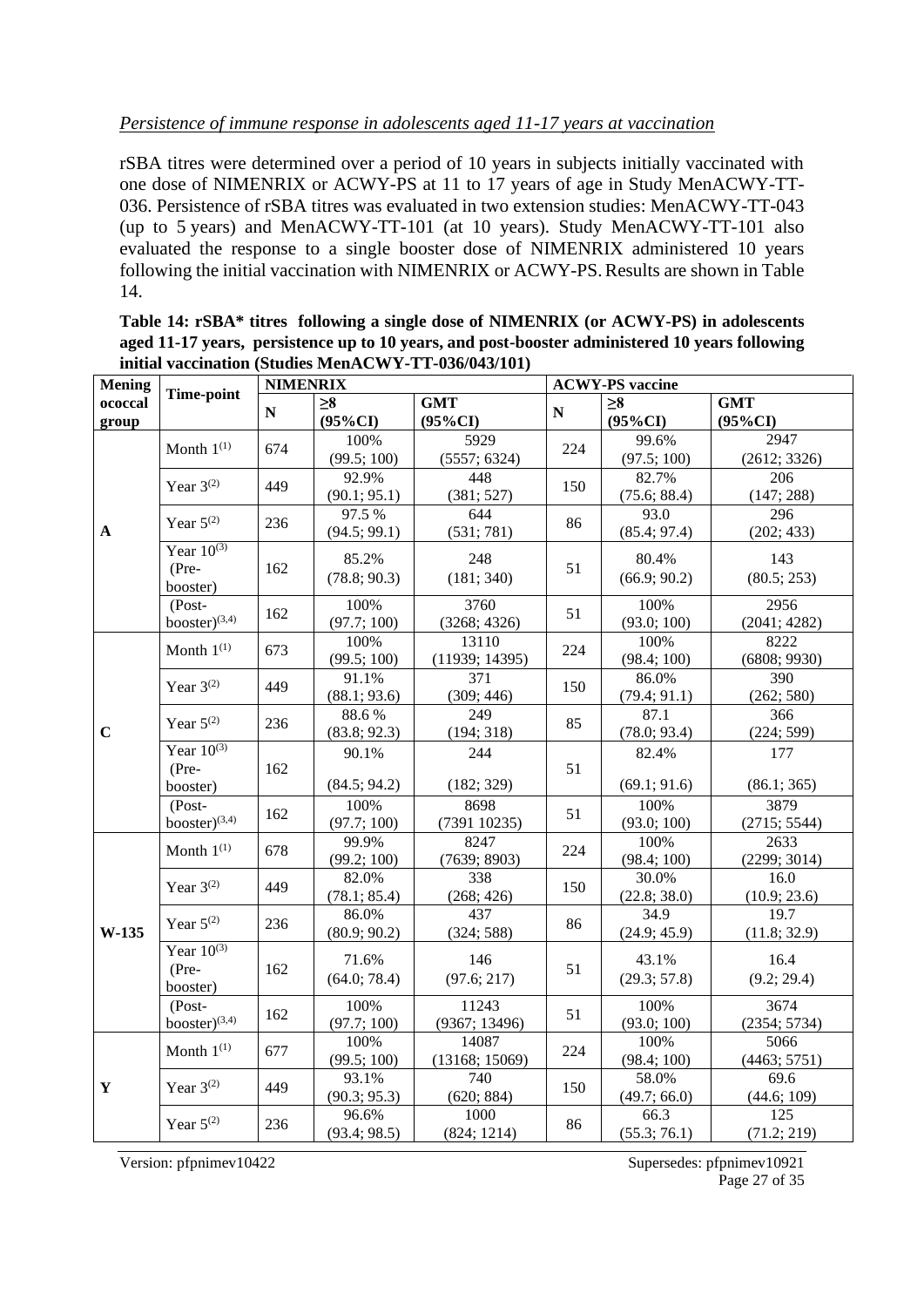*Persistence of immune response in adolescents aged 11-17 years at vaccination*

rSBA titres were determined over a period of 10 years in subjects initially vaccinated with one dose of NIMENRIX or ACWY-PS at 11 to 17 years of age in Study MenACWY-TT-036. Persistence of rSBA titres was evaluated in two extension studies: MenACWY-TT-043 (up to 5 years) and MenACWY-TT-101 (at 10 years). Study MenACWY-TT-101 also evaluated the response to a single booster dose of NIMENRIX administered 10 years following the initial vaccination with NIMENRIX or ACWY-PS. Results are shown in Table 14.

**Table 14: rSBA\* titres following a single dose of NIMENRIX (or ACWY-PS) in adolescents aged 11-17 years, persistence up to 10 years, and post-booster administered 10 years following initial vaccination (Studies MenACWY-TT-036/043/101)**

| Meningococcal group | Time-point | NIMENRIX | | | ACWY-PS vaccine | | |
|---|---|---|---|---|---|---|---|
| | | N | ≥8 (95%CI) | GMT (95%CI) | N | ≥8 (95%CI) | GMT (95%CI) |
| A | Month 1[(1)] | 674 | 100% (99.5; 100) | 5929 (5557; 6324) | 224 | 99.6% (97.5; 100) | 2947 (2612; 3326) |
| | Year 3[(2)] | 449 | 92.9% (90.1; 95.1) | 448 (381; 527) | 150 | 82.7% (75.6; 88.4) | 206 (147; 288) |
| | Year 5[(2)] | 236 | 97.5 % (94.5; 99.1) | 644 (531; 781) | 86 | 93.0 (85.4; 97.4) | 296 (202; 433) |
| | Year 10[(3)] (Pre-booster) | 162 | 85.2% (78.8; 90.3) | 248 (181; 340) | 51 | 80.4% (66.9; 90.2) | 143 (80.5; 253) |
| | (Post-booster)[(3,4)] | 162 | 100% (97.7; 100) | 3760 (3268; 4326) | 51 | 100% (93.0; 100) | 2956 (2041; 4282) |
| C | Month 1[(1)] | 673 | 100% (99.5; 100) | 13110 (11939; 14395) | 224 | 100% (98.4; 100) | 8222 (6808; 9930) |
| | Year 3[(2)] | 449 | 91.1% (88.1; 93.6) | 371 (309; 446) | 150 | 86.0% (79.4; 91.1) | 390 (262; 580) |
| | Year 5[(2)] | 236 | 88.6 % (83.8; 92.3) | 249 (194; 318) | 85 | 87.1 (78.0; 93.4) | 366 (224; 599) |
| | Year 10[(3)] (Pre-booster) | 162 | 90.1% (84.5; 94.2) | 244 (182; 329) | 51 | 82.4% (69.1; 91.6) | 177 (86.1; 365) |
| | (Post-booster)[(3,4)] | 162 | 100% (97.7; 100) | 8698 (7391 10235) | 51 | 100% (93.0; 100) | 3879 (2715; 5544) |
| W-135 | Month 1[(1)] | 678 | 99.9% (99.2; 100) | 8247 (7639; 8903) | 224 | 100% (98.4; 100) | 2633 (2299; 3014) |
| | Year 3[(2)] | 449 | 82.0% (78.1; 85.4) | 338 (268; 426) | 150 | 30.0% (22.8; 38.0) | 16.0 (10.9; 23.6) |
| | Year 5[(2)] | 236 | 86.0% (80.9; 90.2) | 437 (324; 588) | 86 | 34.9 (24.9; 45.9) | 19.7 (11.8; 32.9) |
| | Year 10[(3)] (Pre-booster) | 162 | 71.6% (64.0; 78.4) | 146 (97.6; 217) | 51 | 43.1% (29.3; 57.8) | 16.4 (9.2; 29.4) |
| | (Post-booster)[(3,4)] | 162 | 100% (97.7; 100) | 11243 (9367; 13496) | 51 | 100% (93.0; 100) | 3674 (2354; 5734) |
| Y | Month 1[(1)] | 677 | 100% (99.5; 100) | 14087 (13168; 15069) | 224 | 100% (98.4; 100) | 5066 (4463; 5751) |
| | Year 3[(2)] | 449 | 93.1% (90.3; 95.3) | 740 (620; 884) | 150 | 58.0% (49.7; 66.0) | 69.6 (44.6; 109) |
| | Year 5[(2)] | 236 | 96.6% (93.4; 98.5) | 1000 (824; 1214) | 86 | 66.3 (55.3; 76.1) | 125 (71.2; 219) |

Version: pfpnimev10422 Supersedes: pfpnimev10921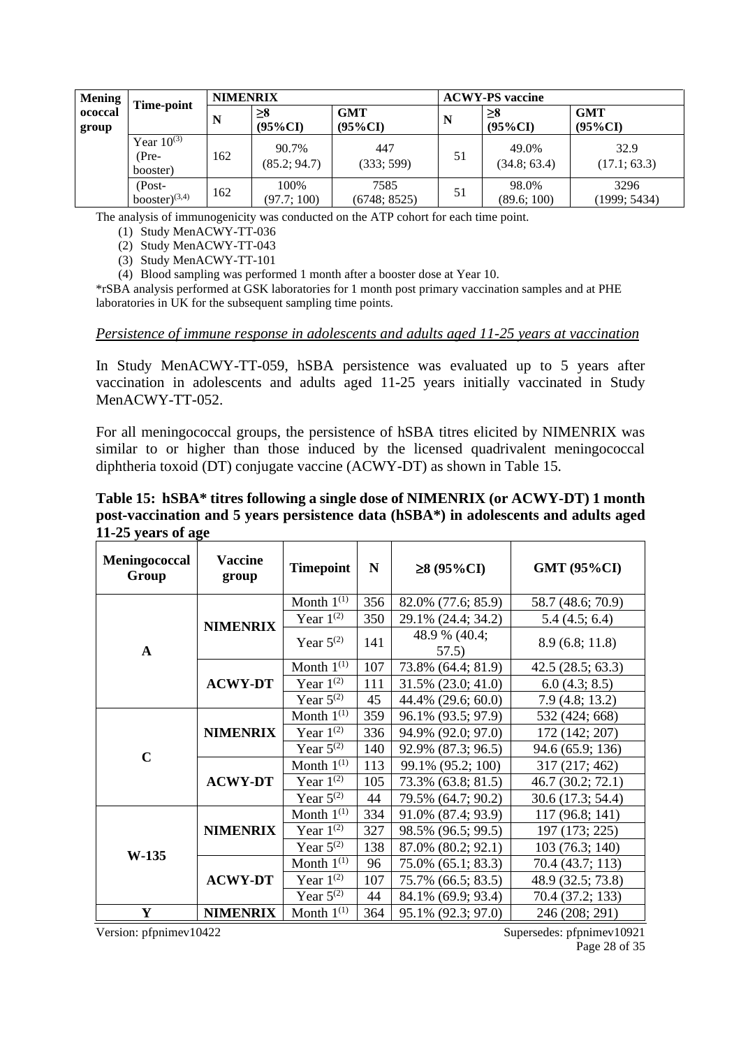| Meningococcal group | Time-point | NIMENRIX | | | ACWY-PS vaccine | | |
|---|---|---|---|---|---|---|---|
| | | N | ≥8 (95%CI) | GMT (95%CI) | N | ≥8 (95%CI) | GMT (95%CI) |
| | Year 10[(3)] (Pre-booster) | 162 | 90.7% (85.2; 94.7) | 447 (333; 599) | 51 | 49.0% (34.8; 63.4) | 32.9 (17.1; 63.3) |
| | (Post-booster)[(3,4)] | 162 | 100% (97.7; 100) | 7585 (6748; 8525) | 51 | 98.0% (89.6; 100) | 3296 (1999; 5434) |

The analysis of immunogenicity was conducted on the ATP cohort for each time point.

(1) Study MenACWY-TT-036

(2) Study MenACWY-TT-043

(3) Study MenACWY-TT-101

(4) Blood sampling was performed 1 month after a booster dose at Year 10.

*rSBA analysis performed at GSK laboratories for 1 month post primary vaccination samples and at PHE laboratories in UK for the subsequent sampling time points.

*Persistence of immune response in adolescents and adults aged 11-25 years at vaccination*

In Study MenACWY-TT-059, hSBA persistence was evaluated up to 5 years after vaccination in adolescents and adults aged 11-25 years initially vaccinated in Study MenACWY-TT-052.

For all meningococcal groups, the persistence of hSBA titres elicited by NIMENRIX was similar to or higher than those induced by the licensed quadrivalent meningococcal diphtheria toxoid (DT) conjugate vaccine (ACWY-DT) as shown in Table 15.

**Table 15: hSBA* titres following a single dose of NIMENRIX (or ACWY-DT) 1 month post-vaccination and 5 years persistence data (hSBA*) in adolescents and adults aged 11-25 years of age**

| Meningococcal Group | Vaccine group | Timepoint | N | ≥8 (95%CI) | GMT (95%CI) |
|---|---|---|---|---|---|
| A | NIMENRIX | Month 1[(1)] | 356 | 82.0% (77.6; 85.9) | 58.7 (48.6; 70.9) |
| | | Year 1[(2)] | 350 | 29.1% (24.4; 34.2) | 5.4 (4.5; 6.4) |
| | | Year 5[(2)] | 141 | 48.9 % (40.4; 57.5) | 8.9 (6.8; 11.8) |
| | ACWY-DT | Month 1[(1)] | 107 | 73.8% (64.4; 81.9) | 42.5 (28.5; 63.3) |
| | | Year 1[(2)] | 111 | 31.5% (23.0; 41.0) | 6.0 (4.3; 8.5) |
| | | Year 5[(2)] | 45 | 44.4% (29.6; 60.0) | 7.9 (4.8; 13.2) |
| C | NIMENRIX | Month 1[(1)] | 359 | 96.1% (93.5; 97.9) | 532 (424; 668) |
| | | Year 1[(2)] | 336 | 94.9% (92.0; 97.0) | 172 (142; 207) |
| | | Year 5[(2)] | 140 | 92.9% (87.3; 96.5) | 94.6 (65.9; 136) |
| | ACWY-DT | Month 1[(1)] | 113 | 99.1% (95.2; 100) | 317 (217; 462) |
| | | Year 1[(2)] | 105 | 73.3% (63.8; 81.5) | 46.7 (30.2; 72.1) |
| | | Year 5[(2)] | 44 | 79.5% (64.7; 90.2) | 30.6 (17.3; 54.4) |
| W-135 | NIMENRIX | Month 1[(1)] | 334 | 91.0% (87.4; 93.9) | 117 (96.8; 141) |
| | | Year 1[(2)] | 327 | 98.5% (96.5; 99.5) | 197 (173; 225) |
| | | Year 5[(2)] | 138 | 87.0% (80.2; 92.1) | 103 (76.3; 140) |
| | ACWY-DT | Month 1[(1)] | 96 | 75.0% (65.1; 83.3) | 70.4 (43.7; 113) |
| | | Year 1[(2)] | 107 | 75.7% (66.5; 83.5) | 48.9 (32.5; 73.8) |
| | | Year 5[(2)] | 44 | 84.1% (69.9; 93.4) | 70.4 (37.2; 133) |
| Y | NIMENRIX | Month 1[(1)] | 364 | 95.1% (92.3; 97.0) | 246 (208; 291) |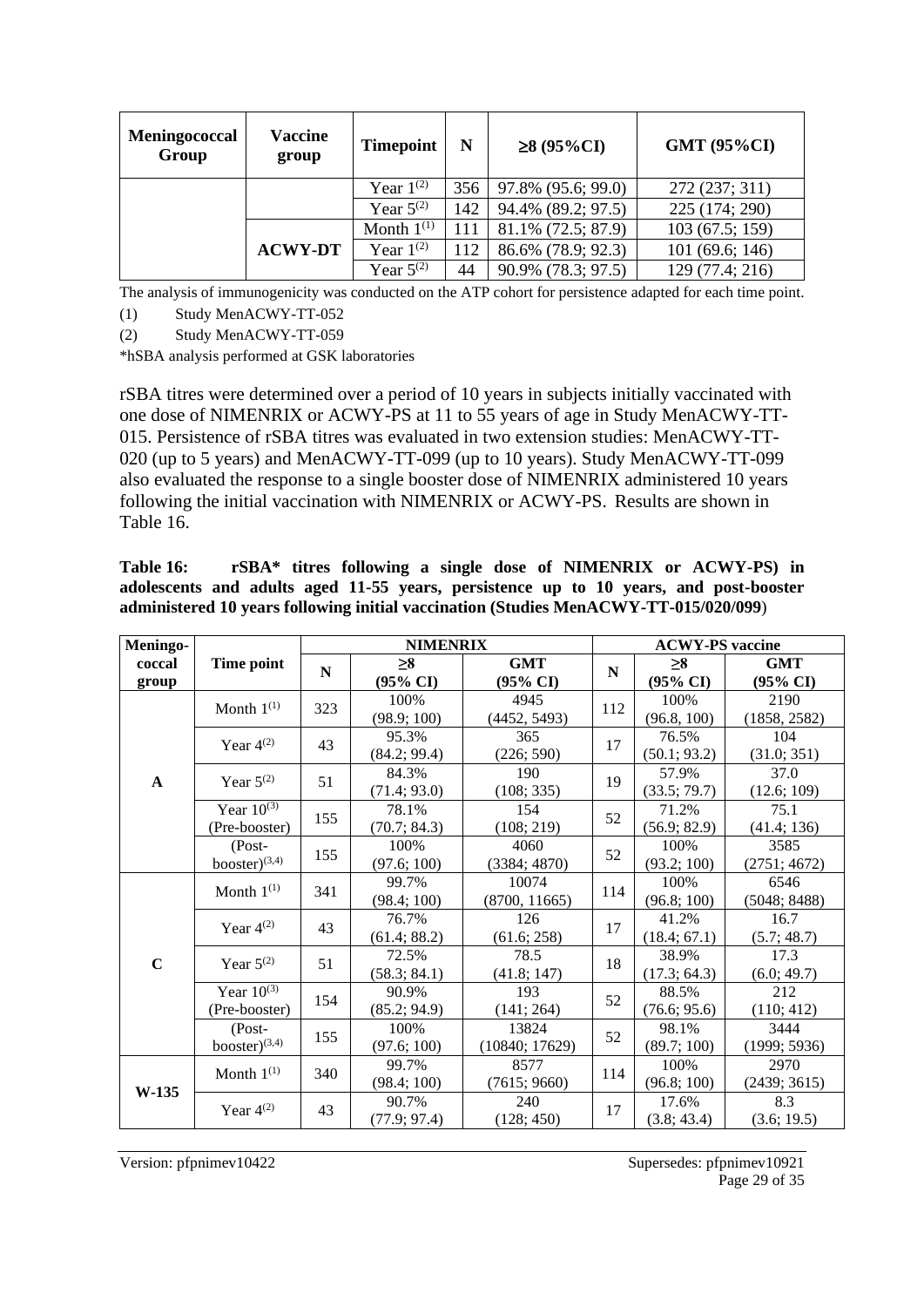| Meningococcal Group | Vaccine group | Timepoint | N | ≥8 (95%CI) | GMT (95%CI) |
|---|---|---|---|---|---|
| | | Year 1[(2)] | 356 | 97.8% (95.6; 99.0) | 272 (237; 311) |
| | | Year 5[(2)] | 142 | 94.4% (89.2; 97.5) | 225 (174; 290) |
| | ACWY-DT | Month 1[(1)] | 111 | 81.1% (72.5; 87.9) | 103 (67.5; 159) |
| | | Year 1[(2)] | 112 | 86.6% (78.9; 92.3) | 101 (69.6; 146) |
| | | Year 5[(2)] | 44 | 90.9% (78.3; 97.5) | 129 (77.4; 216) |

The analysis of immunogenicity was conducted on the ATP cohort for persistence adapted for each time point.

(1) Study MenACWY-TT-052

(2) Study MenACWY-TT-059

*hSBA analysis performed at GSK laboratories

rSBA titres were determined over a period of 10 years in subjects initially vaccinated with one dose of NIMENRIX or ACWY-PS at 11 to 55 years of age in Study MenACWY-TT-015. Persistence of rSBA titres was evaluated in two extension studies: MenACWY-TT-020 (up to 5 years) and MenACWY-TT-099 (up to 10 years). Study MenACWY-TT-099 also evaluated the response to a single booster dose of NIMENRIX administered 10 years following the initial vaccination with NIMENRIX or ACWY-PS. Results are shown in Table 16.

**Table 16: rSBA* titres following a single dose of NIMENRIX or ACWY-PS) in adolescents and adults aged 11-55 years, persistence up to 10 years, and post-booster administered 10 years following initial vaccination (Studies MenACWY-TT-015/020/099)**

| Meningo-coccal group | Time point | NIMENRIX | | | ACWY-PS vaccine | | |
|---|---|---|---|---|---|---|---|
| | | N | ≥8 (95% CI) | GMT (95% CI) | N | ≥8 (95% CI) | GMT (95% CI) |
| A | Month 1[(1)] | 323 | 100% (98.9; 100) | 4945 (4452, 5493) | 112 | 100% (96.8, 100) | 2190 (1858, 2582) |
| | Year 4[(2)] | 43 | 95.3% (84.2; 99.4) | 365 (226; 590) | 17 | 76.5% (50.1; 93.2) | 104 (31.0; 351) |
| | Year 5[(2)] | 51 | 84.3% (71.4; 93.0) | 190 (108; 335) | 19 | 57.9% (33.5; 79.7) | 37.0 (12.6; 109) |
| | Year 10[(3)] (Pre-booster) | 155 | 78.1% (70.7; 84.3) | 154 (108; 219) | 52 | 71.2% (56.9; 82.9) | 75.1 (41.4; 136) |
| | (Post-booster)[(3,4)] | 155 | 100% (97.6; 100) | 4060 (3384; 4870) | 52 | 100% (93.2; 100) | 3585 (2751; 4672) |
| C | Month 1[(1)] | 341 | 99.7% (98.4; 100) | 10074 (8700, 11665) | 114 | 100% (96.8; 100) | 6546 (5048; 8488) |
| | Year 4[(2)] | 43 | 76.7% (61.4; 88.2) | 126 (61.6; 258) | 17 | 41.2% (18.4; 67.1) | 16.7 (5.7; 48.7) |
| | Year 5[(2)] | 51 | 72.5% (58.3; 84.1) | 78.5 (41.8; 147) | 18 | 38.9% (17.3; 64.3) | 17.3 (6.0; 49.7) |
| | Year 10[(3)] (Pre-booster) | 154 | 90.9% (85.2; 94.9) | 193 (141; 264) | 52 | 88.5% (76.6; 95.6) | 212 (110; 412) |
| | (Post-booster)[(3,4)] | 155 | 100% (97.6; 100) | 13824 (10840; 17629) | 52 | 98.1% (89.7; 100) | 3444 (1999; 5936) |
| W-135 | Month 1[(1)] | 340 | 99.7% (98.4; 100) | 8577 (7615; 9660) | 114 | 100% (96.8; 100) | 2970 (2439; 3615) |
| | Year 4[(2)] | 43 | 90.7% (77.9; 97.4) | 240 (128; 450) | 17 | 17.6% (3.8; 43.4) | 8.3 (3.6; 19.5) |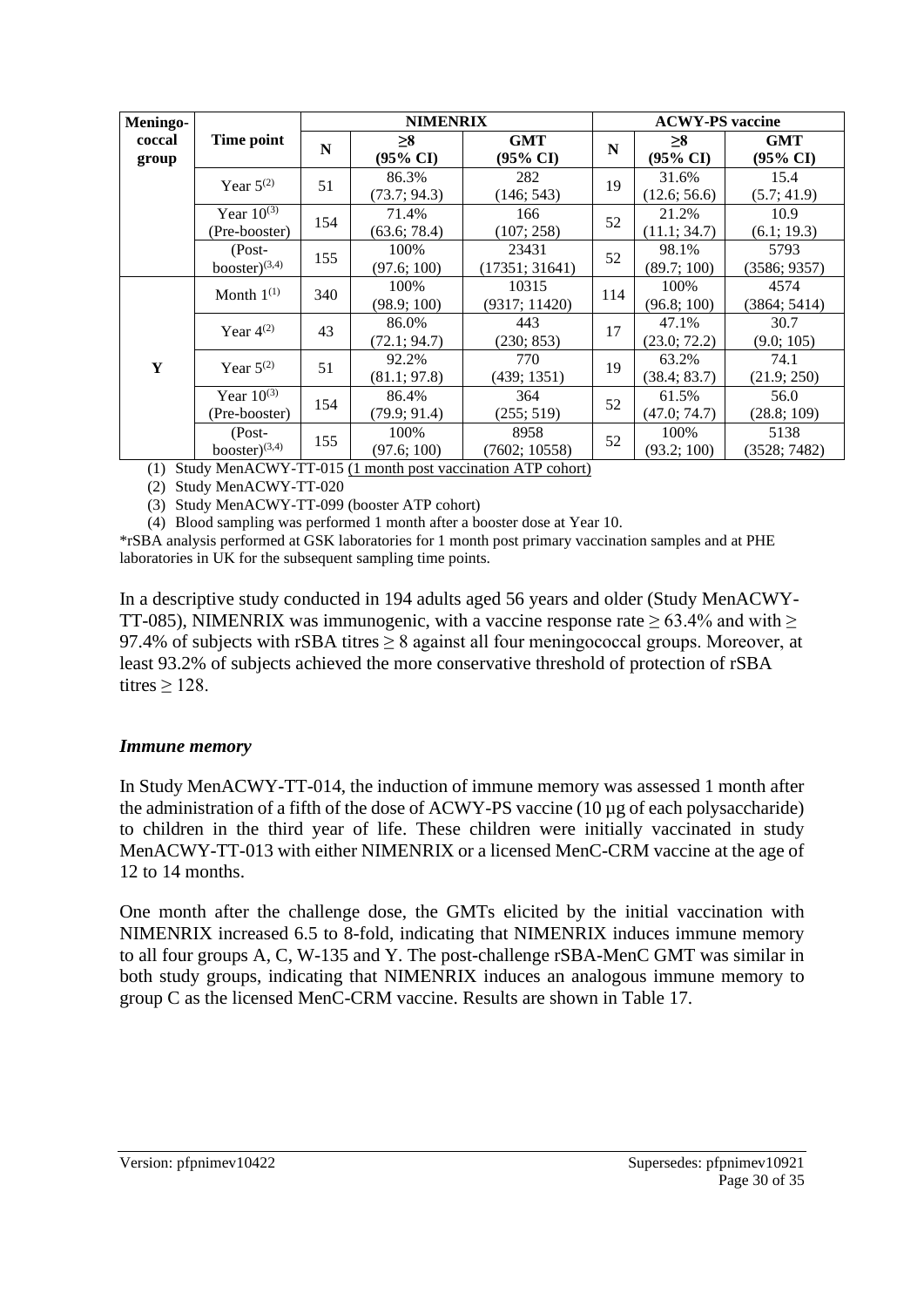| Meningo-coccal group | Time point | NIMENRIX | | | ACWY-PS vaccine | | |
|---|---|---|---|---|---|---|---|
| | | N | ≥8 (95% CI) | GMT (95% CI) | N | ≥8 (95% CI) | GMT (95% CI) |
| | Year 5[(2)] | 51 | 86.3% (73.7; 94.3) | 282 (146; 543) | 19 | 31.6% (12.6; 56.6) | 15.4 (5.7; 41.9) |
| | Year 10[(3)] (Pre-booster) | 154 | 71.4% (63.6; 78.4) | 166 (107; 258) | 52 | 21.2% (11.1; 34.7) | 10.9 (6.1; 19.3) |
| | (Post-booster)[(3,4)] | 155 | 100% (97.6; 100) | 23431 (17351; 31641) | 52 | 98.1% (89.7; 100) | 5793 (3586; 9357) |
| Y | Month 1[(1)] | 340 | 100% (98.9; 100) | 10315 (9317; 11420) | 114 | 100% (96.8; 100) | 4574 (3864; 5414) |
| | Year 4[(2)] | 43 | 86.0% (72.1; 94.7) | 443 (230; 853) | 17 | 47.1% (23.0; 72.2) | 30.7 (9.0; 105) |
| | Year 5[(2)] | 51 | 92.2% (81.1; 97.8) | 770 (439; 1351) | 19 | 63.2% (38.4; 83.7) | 74.1 (21.9; 250) |
| | Year 10[(3)] (Pre-booster) | 154 | 86.4% (79.9; 91.4) | 364 (255; 519) | 52 | 61.5% (47.0; 74.7) | 56.0 (28.8; 109) |
| | (Post-booster)[(3,4)] | 155 | 100% (97.6; 100) | 8958 (7602; 10558) | 52 | 100% (93.2; 100) | 5138 (3528; 7482) |

(1) Study MenACWY-TT-015 (1 month post vaccination ATP cohort)

(2) Study MenACWY-TT-020

(3) Study MenACWY-TT-099 (booster ATP cohort)

(4) Blood sampling was performed 1 month after a booster dose at Year 10.

*rSBA analysis performed at GSK laboratories for 1 month post primary vaccination samples and at PHE laboratories in UK for the subsequent sampling time points.

In a descriptive study conducted in 194 adults aged 56 years and older (Study MenACWY-TT-085), NIMENRIX was immunogenic, with a vaccine response rate ≥ 63.4% and with ≥ 97.4% of subjects with rSBA titres ≥ 8 against all four meningococcal groups. Moreover, at least 93.2% of subjects achieved the more conservative threshold of protection of rSBA titres ≥ 128.

### *Immune memory*

In Study MenACWY-TT-014, the induction of immune memory was assessed 1 month after the administration of a fifth of the dose of ACWY-PS vaccine (10 µg of each polysaccharide) to children in the third year of life. These children were initially vaccinated in study MenACWY-TT-013 with either NIMENRIX or a licensed MenC-CRM vaccine at the age of 12 to 14 months.

One month after the challenge dose, the GMTs elicited by the initial vaccination with NIMENRIX increased 6.5 to 8-fold, indicating that NIMENRIX induces immune memory to all four groups A, C, W-135 and Y. The post-challenge rSBA-MenC GMT was similar in both study groups, indicating that NIMENRIX induces an analogous immune memory to group C as the licensed MenC-CRM vaccine. Results are shown in Table 17.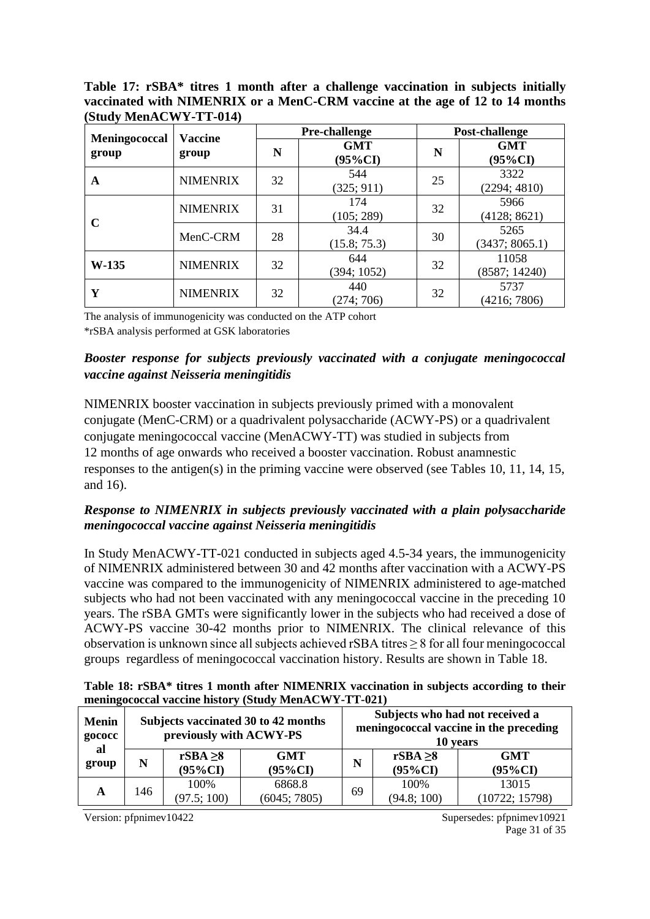**Table 17: rSBA* titres 1 month after a challenge vaccination in subjects initially vaccinated with NIMENRIX or a MenC-CRM vaccine at the age of 12 to 14 months (Study MenACWY-TT-014)**

| Meningococcal group | Vaccine group | Pre-challenge | | Post-challenge | |
|---|---|---|---|---|---|
| | | N | GMT (95%CI) | N | GMT (95%CI) |
| **A** | NIMENRIX | 32 | 544 (325; 911) | 25 | 3322 (2294; 4810) |
| **C** | NIMENRIX | 31 | 174 (105; 289) | 32 | 5966 (4128; 8621) |
| | MenC-CRM | 28 | 34.4 (15.8; 75.3) | 30 | 5265 (3437; 8065.1) |
| **W-135** | NIMENRIX | 32 | 644 (394; 1052) | 32 | 11058 (8587; 14240) |
| **Y** | NIMENRIX | 32 | 440 (274; 706) | 32 | 5737 (4216; 7806) |

The analysis of immunogenicity was conducted on the ATP cohort
*rSBA analysis performed at GSK laboratories

### *Booster response for subjects previously vaccinated with a conjugate meningococcal vaccine against Neisseria meningitidis*

NIMENRIX booster vaccination in subjects previously primed with a monovalent conjugate (MenC-CRM) or a quadrivalent polysaccharide (ACWY-PS) or a quadrivalent conjugate meningococcal vaccine (MenACWY-TT) was studied in subjects from 12 months of age onwards who received a booster vaccination. Robust anamnestic responses to the antigen(s) in the priming vaccine were observed (see Tables 10, 11, 14, 15, and 16).

### *Response to NIMENRIX in subjects previously vaccinated with a plain polysaccharide meningococcal vaccine against Neisseria meningitidis*

In Study MenACWY-TT-021 conducted in subjects aged 4.5-34 years, the immunogenicity of NIMENRIX administered between 30 and 42 months after vaccination with a ACWY-PS vaccine was compared to the immunogenicity of NIMENRIX administered to age-matched subjects who had not been vaccinated with any meningococcal vaccine in the preceding 10 years. The rSBA GMTs were significantly lower in the subjects who had received a dose of ACWY-PS vaccine 30-42 months prior to NIMENRIX. The clinical relevance of this observation is unknown since all subjects achieved rSBA titres ≥ 8 for all four meningococcal groups regardless of meningococcal vaccination history. Results are shown in Table 18.

**Table 18: rSBA* titres 1 month after NIMENRIX vaccination in subjects according to their meningococcal vaccine history (Study MenACWY-TT-021)**

| Meningococcal group | Subjects vaccinated 30 to 42 months previously with ACWY-PS | | | Subjects who had not received a meningococcal vaccine in the preceding 10 years | | |
|---|---|---|---|---|---|---|
| | N | rSBA ≥8 (95%CI) | GMT (95%CI) | N | rSBA ≥8 (95%CI) | GMT (95%CI) |
| **A** | 146 | 100% (97.5; 100) | 6868.8 (6045; 7805) | 69 | 100% (94.8; 100) | 13015 (10722; 15798) |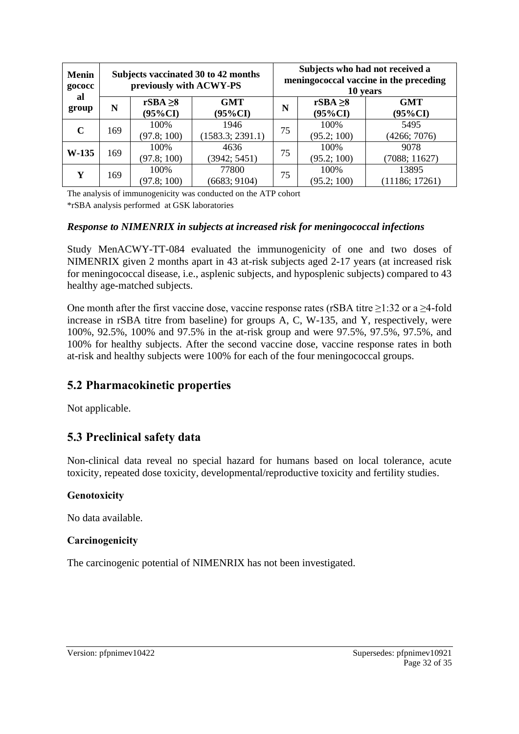| Meningococcal group | Subjects vaccinated 30 to 42 months previously with ACWY-PS | | | Subjects who had not received a meningococcal vaccine in the preceding 10 years | | |
|---|---|---|---|---|---|---|
| | N | rSBA ≥8 (95%CI) | GMT (95%CI) | N | rSBA ≥8 (95%CI) | GMT (95%CI) |
| **C** | 169 | 100% (97.8; 100) | 1946 (1583.3; 2391.1) | 75 | 100% (95.2; 100) | 5495 (4266; 7076) |
| **W-135** | 169 | 100% (97.8; 100) | 4636 (3942; 5451) | 75 | 100% (95.2; 100) | 9078 (7088; 11627) |
| **Y** | 169 | 100% (97.8; 100) | 77800 (6683; 9104) | 75 | 100% (95.2; 100) | 13895 (11186; 17261) |

The analysis of immunogenicity was conducted on the ATP cohort

*rSBA analysis performed at GSK laboratories

***Response to NIMENRIX in subjects at increased risk for meningococcal infections***

Study MenACWY-TT-084 evaluated the immunogenicity of one and two doses of NIMENRIX given 2 months apart in 43 at-risk subjects aged 2-17 years (at increased risk for meningococcal disease, i.e., asplenic subjects, and hyposplenic subjects) compared to 43 healthy age-matched subjects.

One month after the first vaccine dose, vaccine response rates (rSBA titre ≥1:32 or a ≥4-fold increase in rSBA titre from baseline) for groups A, C, W-135, and Y, respectively, were 100%, 92.5%, 100% and 97.5% in the at-risk group and were 97.5%, 97.5%, 97.5%, and 100% for healthy subjects. After the second vaccine dose, vaccine response rates in both at-risk and healthy subjects were 100% for each of the four meningococcal groups.

## 5.2 Pharmacokinetic properties

Not applicable.

## 5.3 Preclinical safety data

Non-clinical data reveal no special hazard for humans based on local tolerance, acute toxicity, repeated dose toxicity, developmental/reproductive toxicity and fertility studies.

### Genotoxicity

No data available.

### Carcinogenicity

The carcinogenic potential of NIMENRIX has not been investigated.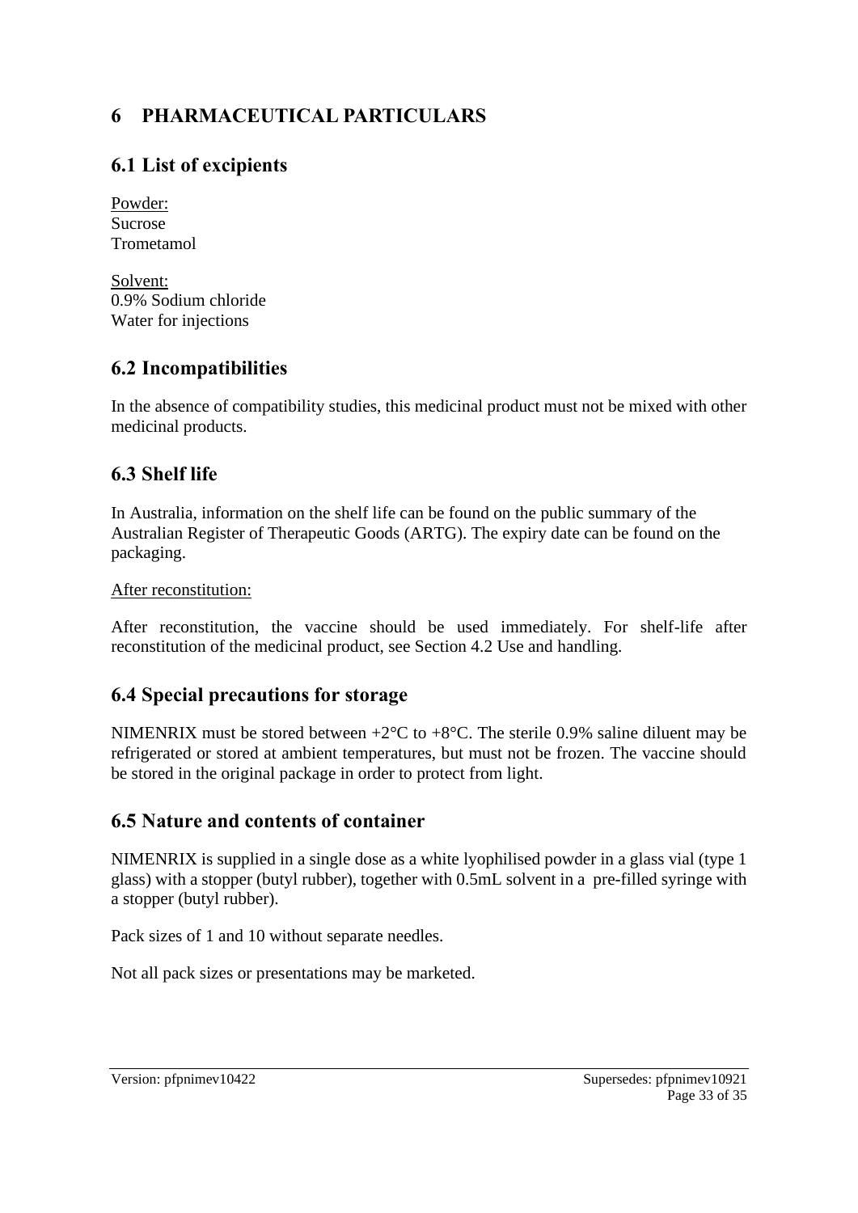# 6 PHARMACEUTICAL PARTICULARS

## 6.1 List of excipients

Powder:
Sucrose
Trometamol

Solvent:
0.9% Sodium chloride
Water for injections

## 6.2 Incompatibilities

In the absence of compatibility studies, this medicinal product must not be mixed with other medicinal products.

## 6.3 Shelf life

In Australia, information on the shelf life can be found on the public summary of the Australian Register of Therapeutic Goods (ARTG). The expiry date can be found on the packaging.

After reconstitution:

After reconstitution, the vaccine should be used immediately. For shelf-life after reconstitution of the medicinal product, see Section 4.2 Use and handling.

## 6.4 Special precautions for storage

NIMENRIX must be stored between +2°C to +8°C. The sterile 0.9% saline diluent may be refrigerated or stored at ambient temperatures, but must not be frozen. The vaccine should be stored in the original package in order to protect from light.

## 6.5 Nature and contents of container

NIMENRIX is supplied in a single dose as a white lyophilised powder in a glass vial (type 1 glass) with a stopper (butyl rubber), together with 0.5mL solvent in a pre-filled syringe with a stopper (butyl rubber).

Pack sizes of 1 and 10 without separate needles.

Not all pack sizes or presentations may be marketed.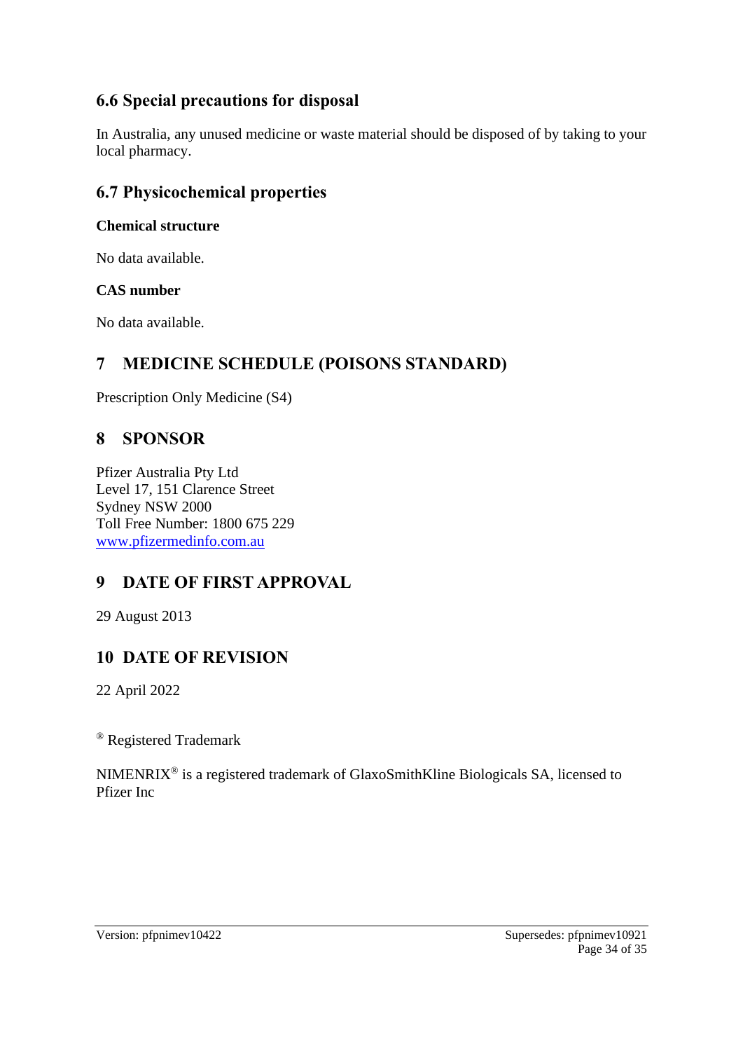## 6.6 Special precautions for disposal

In Australia, any unused medicine or waste material should be disposed of by taking to your local pharmacy.

## 6.7 Physicochemical properties

**Chemical structure**

No data available.

**CAS number**

No data available.

# 7 MEDICINE SCHEDULE (POISONS STANDARD)

Prescription Only Medicine (S4)

# 8 SPONSOR

Pfizer Australia Pty Ltd
Level 17, 151 Clarence Street
Sydney NSW 2000
Toll Free Number: 1800 675 229
www.pfizermedinfo.com.au

# 9 DATE OF FIRST APPROVAL

29 August 2013

# 10 DATE OF REVISION

22 April 2022

® Registered Trademark

NIMENRIX® is a registered trademark of GlaxoSmithKline Biologicals SA, licensed to Pfizer Inc

Version: pfpnimev10422 Supersedes: pfpnimev10921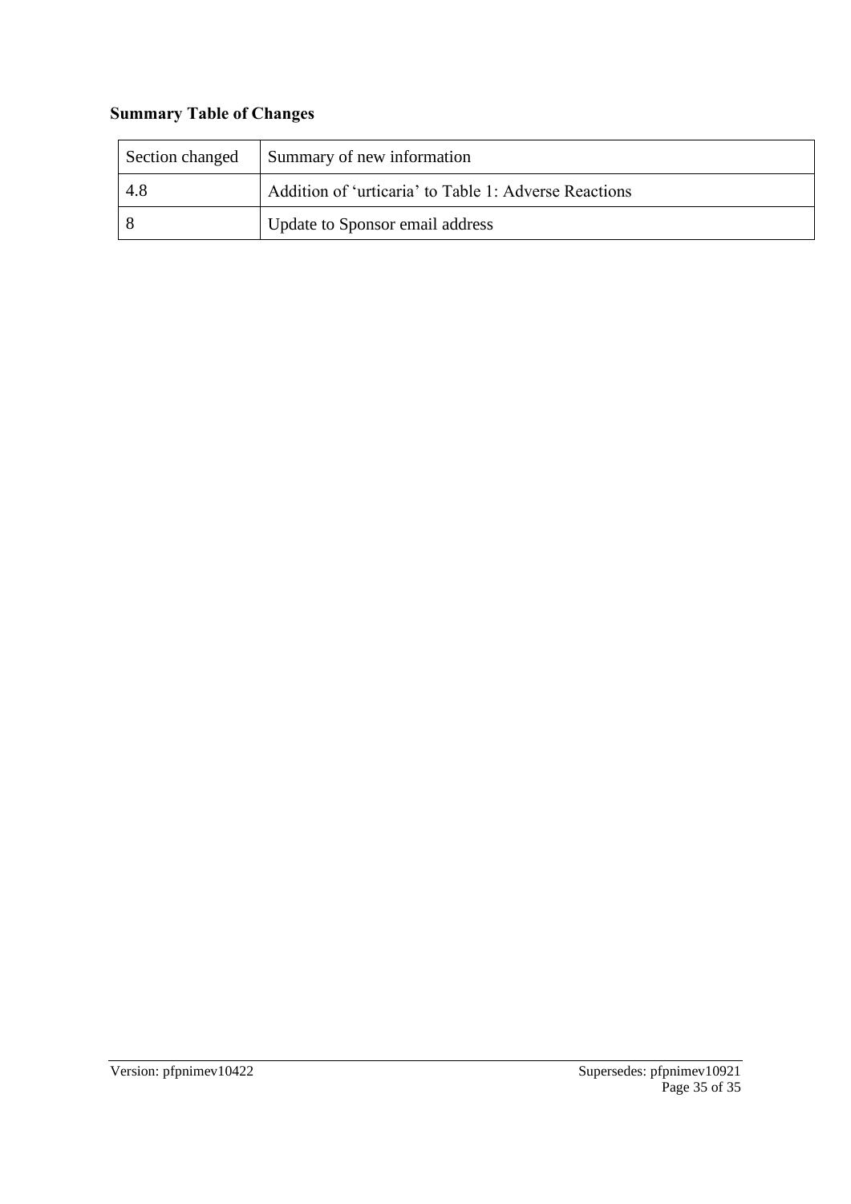**Summary Table of Changes**

| Section changed | Summary of new information |
|---|---|
| 4.8 | Addition of 'urticaria' to Table 1: Adverse Reactions |
| 8 | Update to Sponsor email address |